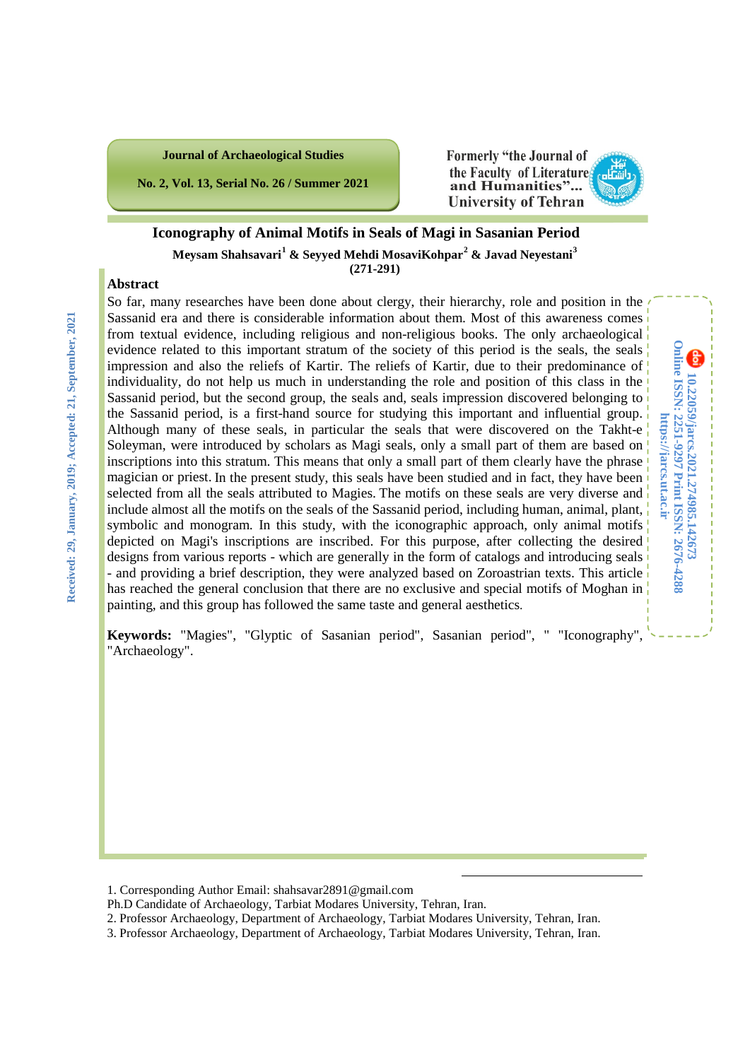# Iconography of Animal Motifs in Seals of Magi in Sasanian Period

**Meysam Shahsavari[1] & Seyyed Mehdi MosaviKohpar[2] & Javad Neyestani[3]**

**(271-291)**

Received: 29, January, 2019; Accepted: 21, September, 2021

10.22059/jarcs.2021.274985.142673
Online ISSN: 2251-9297 Print ISSN: 2676-4288
https://jarcs.ut.ac.ir

## Abstract

So far, many researches have been done about clergy, their hierarchy, role and position in the Sassanid era and there is considerable information about them. Most of this awareness comes from textual evidence, including religious and non-religious books. The only archaeological evidence related to this important stratum of the society of this period is the seals, the seals impression and also the reliefs of Kartir. The reliefs of Kartir, due to their predominance of individuality, do not help us much in understanding the role and position of this class in the Sassanid period, but the second group, the seals and, seals impression discovered belonging to the Sassanid period, is a first-hand source for studying this important and influential group. Although many of these seals, in particular the seals that were discovered on the Takht-e Soleyman, were introduced by scholars as Magi seals, only a small part of them are based on inscriptions into this stratum. This means that only a small part of them clearly have the phrase magician or priest. In the present study, this seals have been studied and in fact, they have been selected from all the seals attributed to Magies. The motifs on these seals are very diverse and include almost all the motifs on the seals of the Sassanid period, including human, animal, plant, symbolic and monogram. In this study, with the iconographic approach, only animal motifs depicted on Magi's inscriptions are inscribed. For this purpose, after collecting the desired designs from various reports - which are generally in the form of catalogs and introducing seals - and providing a brief description, they were analyzed based on Zoroastrian texts. This article has reached the general conclusion that there are no exclusive and special motifs of Moghan in painting, and this group has followed the same taste and general aesthetics.

**Keywords:** "Magies", "Glyptic of Sasanian period", Sasanian period", " "Iconography", "Archaeology".

---

1. Corresponding Author Email: shahsavar2891@gmail.com
Ph.D Candidate of Archaeology, Tarbiat Modares University, Tehran, Iran.
2. Professor Archaeology, Department of Archaeology, Tarbiat Modares University, Tehran, Iran.
3. Professor Archaeology, Department of Archaeology, Tarbiat Modares University, Tehran, Iran.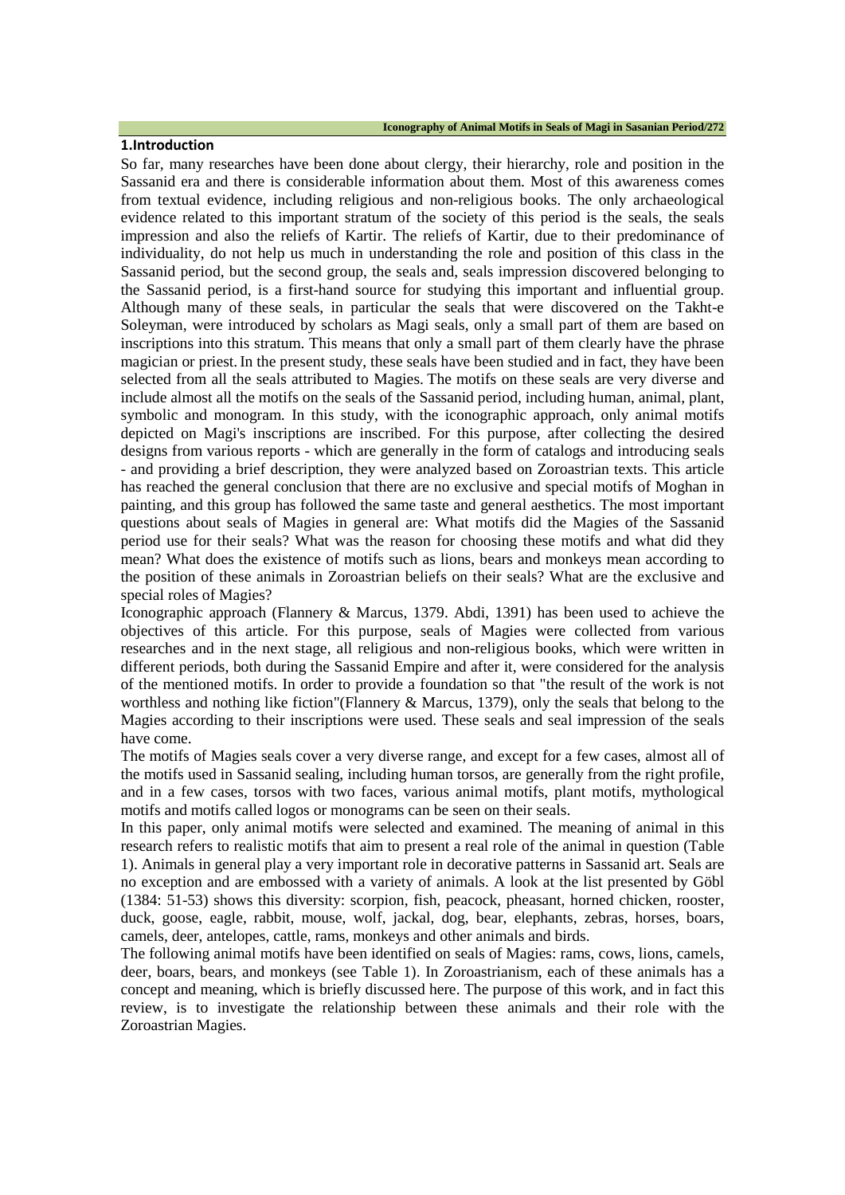## 1.Introduction

So far, many researches have been done about clergy, their hierarchy, role and position in the Sassanid era and there is considerable information about them. Most of this awareness comes from textual evidence, including religious and non-religious books. The only archaeological evidence related to this important stratum of the society of this period is the seals, the seals impression and also the reliefs of Kartir. The reliefs of Kartir, due to their predominance of individuality, do not help us much in understanding the role and position of this class in the Sassanid period, but the second group, the seals and, seals impression discovered belonging to the Sassanid period, is a first-hand source for studying this important and influential group. Although many of these seals, in particular the seals that were discovered on the Takht-e Soleyman, were introduced by scholars as Magi seals, only a small part of them are based on inscriptions into this stratum. This means that only a small part of them clearly have the phrase magician or priest. In the present study, these seals have been studied and in fact, they have been selected from all the seals attributed to Magies. The motifs on these seals are very diverse and include almost all the motifs on the seals of the Sassanid period, including human, animal, plant, symbolic and monogram. In this study, with the iconographic approach, only animal motifs depicted on Magi's inscriptions are inscribed. For this purpose, after collecting the desired designs from various reports - which are generally in the form of catalogs and introducing seals - and providing a brief description, they were analyzed based on Zoroastrian texts. This article has reached the general conclusion that there are no exclusive and special motifs of Moghan in painting, and this group has followed the same taste and general aesthetics. The most important questions about seals of Magies in general are: What motifs did the Magies of the Sassanid period use for their seals? What was the reason for choosing these motifs and what did they mean? What does the existence of motifs such as lions, bears and monkeys mean according to the position of these animals in Zoroastrian beliefs on their seals? What are the exclusive and special roles of Magies?

Iconographic approach (Flannery & Marcus, 1379. Abdi, 1391) has been used to achieve the objectives of this article. For this purpose, seals of Magies were collected from various researches and in the next stage, all religious and non-religious books, which were written in different periods, both during the Sassanid Empire and after it, were considered for the analysis of the mentioned motifs. In order to provide a foundation so that "the result of the work is not worthless and nothing like fiction"(Flannery & Marcus, 1379), only the seals that belong to the Magies according to their inscriptions were used. These seals and seal impression of the seals have come.

The motifs of Magies seals cover a very diverse range, and except for a few cases, almost all of the motifs used in Sassanid sealing, including human torsos, are generally from the right profile, and in a few cases, torsos with two faces, various animal motifs, plant motifs, mythological motifs and motifs called logos or monograms can be seen on their seals.

In this paper, only animal motifs were selected and examined. The meaning of animal in this research refers to realistic motifs that aim to present a real role of the animal in question (Table 1). Animals in general play a very important role in decorative patterns in Sassanid art. Seals are no exception and are embossed with a variety of animals. A look at the list presented by Göbl (1384: 51-53) shows this diversity: scorpion, fish, peacock, pheasant, horned chicken, rooster, duck, goose, eagle, rabbit, mouse, wolf, jackal, dog, bear, elephants, zebras, horses, boars, camels, deer, antelopes, cattle, rams, monkeys and other animals and birds.

The following animal motifs have been identified on seals of Magies: rams, cows, lions, camels, deer, boars, bears, and monkeys (see Table 1). In Zoroastrianism, each of these animals has a concept and meaning, which is briefly discussed here. The purpose of this work, and in fact this review, is to investigate the relationship between these animals and their role with the Zoroastrian Magies.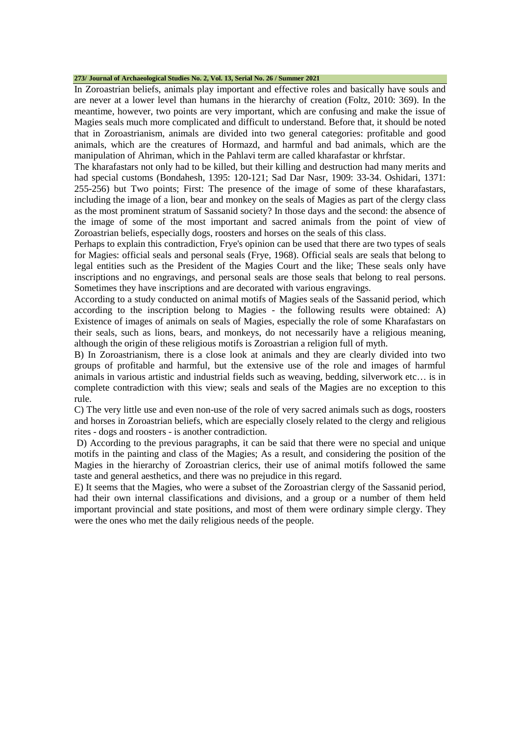In Zoroastrian beliefs, animals play important and effective roles and basically have souls and are never at a lower level than humans in the hierarchy of creation (Foltz, 2010: 369). In the meantime, however, two points are very important, which are confusing and make the issue of Magies seals much more complicated and difficult to understand. Before that, it should be noted that in Zoroastrianism, animals are divided into two general categories: profitable and good animals, which are the creatures of Hormazd, and harmful and bad animals, which are the manipulation of Ahriman, which in the Pahlavi term are called kharafastar or khrfstar.

The kharafastars not only had to be killed, but their killing and destruction had many merits and had special customs (Bondahesh, 1395: 120-121; Sad Dar Nasr, 1909: 33-34. Oshidari, 1371: 255-256) but Two points; First: The presence of the image of some of these kharafastars, including the image of a lion, bear and monkey on the seals of Magies as part of the clergy class as the most prominent stratum of Sassanid society? In those days and the second: the absence of the image of some of the most important and sacred animals from the point of view of Zoroastrian beliefs, especially dogs, roosters and horses on the seals of this class.

Perhaps to explain this contradiction, Frye's opinion can be used that there are two types of seals for Magies: official seals and personal seals (Frye, 1968). Official seals are seals that belong to legal entities such as the President of the Magies Court and the like; These seals only have inscriptions and no engravings, and personal seals are those seals that belong to real persons. Sometimes they have inscriptions and are decorated with various engravings.

According to a study conducted on animal motifs of Magies seals of the Sassanid period, which according to the inscription belong to Magies - the following results were obtained: A) Existence of images of animals on seals of Magies, especially the role of some Kharafastars on their seals, such as lions, bears, and monkeys, do not necessarily have a religious meaning, although the origin of these religious motifs is Zoroastrian a religion full of myth.

B) In Zoroastrianism, there is a close look at animals and they are clearly divided into two groups of profitable and harmful, but the extensive use of the role and images of harmful animals in various artistic and industrial fields such as weaving, bedding, silverwork etc… is in complete contradiction with this view; seals and seals of the Magies are no exception to this rule.

C) The very little use and even non-use of the role of very sacred animals such as dogs, roosters and horses in Zoroastrian beliefs, which are especially closely related to the clergy and religious rites - dogs and roosters - is another contradiction.

D) According to the previous paragraphs, it can be said that there were no special and unique motifs in the painting and class of the Magies; As a result, and considering the position of the Magies in the hierarchy of Zoroastrian clerics, their use of animal motifs followed the same taste and general aesthetics, and there was no prejudice in this regard.

E) It seems that the Magies, who were a subset of the Zoroastrian clergy of the Sassanid period, had their own internal classifications and divisions, and a group or a number of them held important provincial and state positions, and most of them were ordinary simple clergy. They were the ones who met the daily religious needs of the people.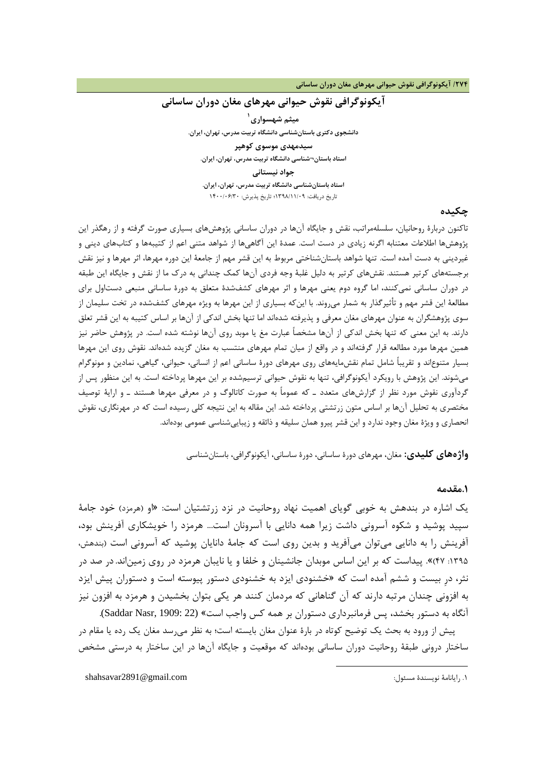# آیکونوگرافی نقوش حیوانی مهرهای مغان دوران ساسانی

**میثم شهسواری**[1]

**دانشجوی دکتری باستان‌شناسی دانشگاه تربیت مدرس، تهران، ایران.**

**سیدمهدی موسوی کوهپر**

**استاد باستان-شناسی دانشگاه تربیت مدرس، تهران، ایران.**

**جواد نیستانی**

**استاد باستان‌شناسی دانشگاه تربیت مدرس، تهران، ایران.**

تاریخ دریافت: ۱۳۹۸/۱۱/۰۹؛ تاریخ پذیرش: ۱۴۰۰/۰۶/۳۰

## چکیده

تاکنون دربارهٔ روحانیان، سلسله‌مراتب، نقش و جایگاه آن‌ها در دوران ساسانی پژوهش‌های بسیاری صورت گرفته و از رهگذر این پژوهش‌ها اطلاعات معتنابه اگرنه زیادی در دست است. عمدهٔ این آگاهی‌ها از شواهد متنی اعم از کتیبه‌ها و کتاب‌های دینی و غیردینی به دست آمده است. تنها شواهد باستان‌شناختی مربوط به این قشر مهم از جامعهٔ این دوره مهرها، اثر مهرها و نیز نقش برجسته‌های کرتیر هستند. نقش‌های کرتیر به دلیل غلبهٔ وجه فردی آن‌ها کمک چندانی به درک ما از نقش و جایگاه این طبقه در دوران ساسانی نمی‌کنند، اما گروه دوم یعنی مهرها و اثر مهرهای کشف‌شدهٔ متعلق به دورهٔ ساسانی منبعی دست‌اول برای مطالعهٔ این قشر مهم و تأثیرگذار به شمار می‌روند. با این‌که بسیاری از این مهرها به ویژه مهرهای کشف‌شده در تخت سلیمان از سوی پژوهشگران به عنوان مهرهای مغان معرفی و پذیرفته شده‌اند اما تنها بخش اندکی از آن‌ها بر اساس کتیبه به این قشر تعلق دارند. به این معنی که تنها بخش اندکی از آن‌ها مشخصاً عبارت مغ یا موبد روی آن‌ها نوشته شده است. در پژوهش حاضر نیز همین مهرها مورد مطالعه قرار گرفته‌اند و در واقع از میان تمام مهرهای منتسب به مغان گزیده شده‌اند. نقوش روی این مهرها بسیار متنوع‌اند و تقریباً شامل تمام نقش‌مایه‌های روی مهرهای دورهٔ ساسانی اعم از انسانی، حیوانی، گیاهی، نمادین و مونوگرام می‌شوند. این پژوهش با رویکرد آیکونوگرافی، تنها به نقوش حیوانی ترسیم‌شده بر این مهرها پرداخته است. به این منظور پس از گردآوری نقوش مورد نظر از گزارش‌های متعدد ـ که عموماً به صورت کاتالوگ و در معرفی مهرها هستند ـ و ارائهٔ توصیف مختصری به تحلیل آن‌ها بر اساس متون زرتشتی پرداخته شد. این مقاله به این نتیجه کلی رسیده است که در مهرنگاری، نقوش انحصاری و ویژهٔ مغان وجود ندارد و این قشر پیرو همان سلیقه و ذائقه و زیبایی‌شناسی عمومی بوده‌اند.

**واژه‌های کلیدی:** مغان، مهرهای دورهٔ ساسانی، دورهٔ ساسانی، آیکونوگرافی، باستان‌شناسی

## ۱.مقدمه

یک اشاره در بندهش به خوبی گویای اهمیت نهاد روحانیت در نزد زرتشتیان است: «او (هرمزد) خود جامهٔ سپید پوشید و شکوه آسرونی داشت زیرا همه دانایی با آسرونان است... هرمزد را خویشکاری آفرینش بود، آفرینش را به دانایی می‌توان می‌آفرید و بدین روی است که جامهٔ دانایان پوشید که آسرونی است (بندهش، ۱۳۹۵: ۴۷)». پیداست که بر این اساس موبدان جانشینان و خلفا و یا نایبان هرمزد در روی زمین‌اند. در صد در نثر، درِ بیست و ششم آمده است که «خشنودی ایزد به خشنودی دستور پیوسته است و دستوران پیش ایزد به افزونی چندان مرتبه دارند که آن گناهانی که مردمان کنند هر یکی بتوان بخشیدن و هرمزد به افزون نیز آنگاه به دستور بخشد، پس فرمانبرداری دستوران بر همه کس واجب است» (Saddar Nasr, 1909: 22).

پیش از ورود به بحث یک توضیح کوتاه در بارهٔ عنوان مغان بایسته است؛ به نظر می‌رسد مغان یک رده یا مقام در ساختار درونی طبقهٔ روحانیت دوران ساسانی بوده‌اند که موقعیت و جایگاه آن‌ها در این ساختار به درستی مشخص

---

[1] ۱. رایانامهٔ نویسندهٔ مسئول: shahsavar2891@gmail.com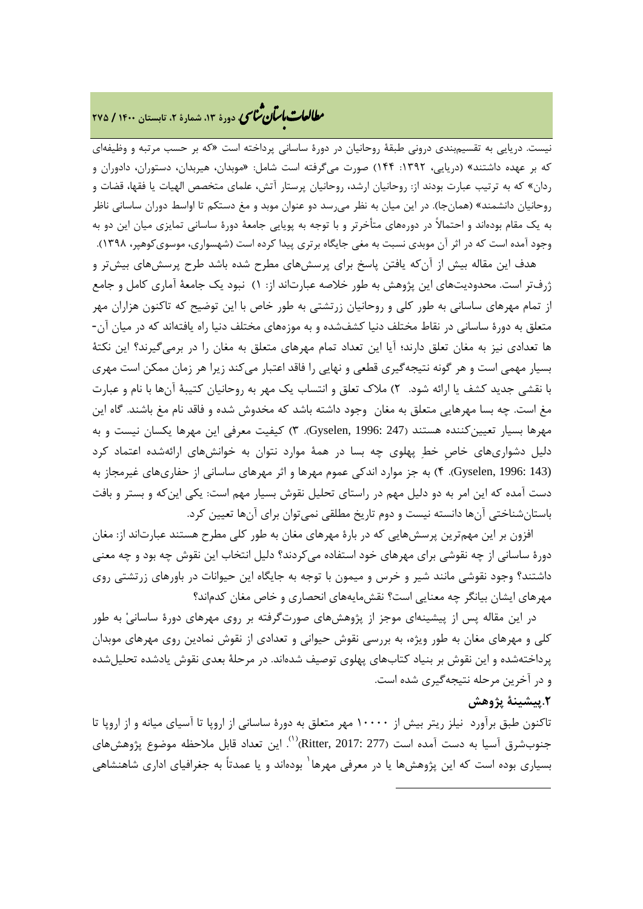نیست. دریایی به تقسیم‌بندی درونی طبقهٔ روحانیان در دورهٔ ساسانی پرداخته است «که بر حسب مرتبه و وظیفه‌ای که بر عهده داشتند» (دریایی، ۱۳۹۲: ۱۴۴) صورت می‌گرفته است شامل: «موبدان، هیربدان، دستوران، دادوران و ردان» که به ترتیب عبارت بودند از: روحانیان ارشد، روحانیان پرستار آتش، علمای متخصص الهیات یا فقها، قضات و روحانیان دانشمند» (همان‌جا). در این میان به نظر می‌رسد دو عنوان موبد و مغ دستکم تا اواسط دوران ساسانی ناظر به یک مقام بوده‌اند و احتمالاً در دوره‌های متأخرتر و با توجه به پویایی جامعهٔ دورهٔ ساسانی تمایزی میان این دو به وجود آمده است که در اثر آن موبدی نسبت به مغی جایگاه برتری پیدا کرده است (شهسواری، موسوی‌کوهپر، ۱۳۹۸).

هدف این مقاله بیش از آن‌که یافتن پاسخ برای پرسش‌های مطرح شده باشد طرح پرسش‌های بیش‌تر و ژرف‌تر است. محدودیت‌های این پژوهش به طور خلاصه عبارت‌اند از: ۱) نبود یک جامعهٔ آماری کامل و جامع از تمام مهرهای ساسانی به طور کلی و روحانیان زرتشتی به طور خاص با این توضیح که تاکنون هزاران مهر متعلق به دورهٔ ساسانی در نقاط مختلف دنیا کشف‌شده و به موزه‌های مختلف دنیا راه یافته‌اند که در میان آن‌ها تعدادی نیز به مغان تعلق دارند؛ آیا این تعداد تمام مهرهای متعلق به مغان را در برمی‌گیرند؟ این نکتهٔ بسیار مهمی است و هر گونه نتیجه‌گیری قطعی و نهایی را فاقد اعتبار می‌کند زیرا هر زمان ممکن است مهری با نقشی جدید کشف یا ارائه شود. ۲) ملاک تعلق و انتساب یک مهر به روحانیان کتیبهٔ آن‌ها با نام و عبارت مغ است. چه بسا مهرهایی متعلق به مغان وجود داشته باشد که مخدوش شده و فاقد نام مغ باشند. گاه این مهرها بسیار تعیین‌کننده هستند (Gyselen, 1996: 247). ۳) کیفیت معرفی این مهرها یکسان نیست و به دلیل دشواری‌های خاصِ خطِ پهلوی چه بسا در همهٔ موارد نتوان به خوانش‌های ارائه‌شده اعتماد کرد (Gyselen, 1996: 143). ۴) به جز موارد اندکی عموم مهرها و اثر مهرهای ساسانی از حفاری‌های غیرمجاز به دست آمده که این امر به دو دلیل مهم در راستای تحلیل نقوش بسیار مهم است: یکی این‌که و بستر و بافت باستان‌شناختی آن‌ها دانسته نیست و دوم تاریخ مطلقی نمی‌توان برای آن‌ها تعیین کرد.

افزون بر این مهم‌ترین پرسش‌هایی که در بارهٔ مهرهای مغان به طور کلی مطرح هستند عبارت‌اند از: مغان دورهٔ ساسانی از چه نقوشی برای مهرهای خود استفاده می‌کردند؟ دلیل انتخاب این نقوش چه بود و چه معنی داشتند؟ وجود نقوشی مانند شیر و خرس و میمون با توجه به جایگاه این حیوانات در باورهای زرتشتی روی مهرهای ایشان بیانگر چه معنایی است؟ نقش‌مایه‌های انحصاری و خاص مغان کدام‌اند؟

در این مقاله پس از پیشینه‌ای موجز از پژوهش‌های صورت‌گرفته بر روی مهرهای دورهٔ ساسانیْ به طور کلی و مهرهای مغان به طور ویژه، به بررسی نقوش حیوانی و تعدادی از نقوش نمادین روی مهرهای موبدان پرداخته‌شده و این نقوش بر بنیاد کتاب‌های پهلوی توصیف شده‌اند. در مرحلهٔ بعدی نقوش یادشده تحلیل‌شده و در آخرین مرحله نتیجه‌گیری شده است.

## ۲.پیشینهٔ پژوهش

تاکنون طبق برآورد نیلز ریتر بیش از ۱۰۰۰۰ مهر متعلق به دورهٔ ساسانی از اروپا تا آسیای میانه و از اروپا تا جنوب‌شرق آسیا به دست آمده است (Ritter, 2017: 277)[(1)]. این تعداد قابل ملاحظه موضوع پژوهش‌های بسیاری بوده است که این پژوهش‌ها یا در معرفی مهرها[1] بوده‌اند و یا عمدتاً به جغرافیای اداری شاهنشاهی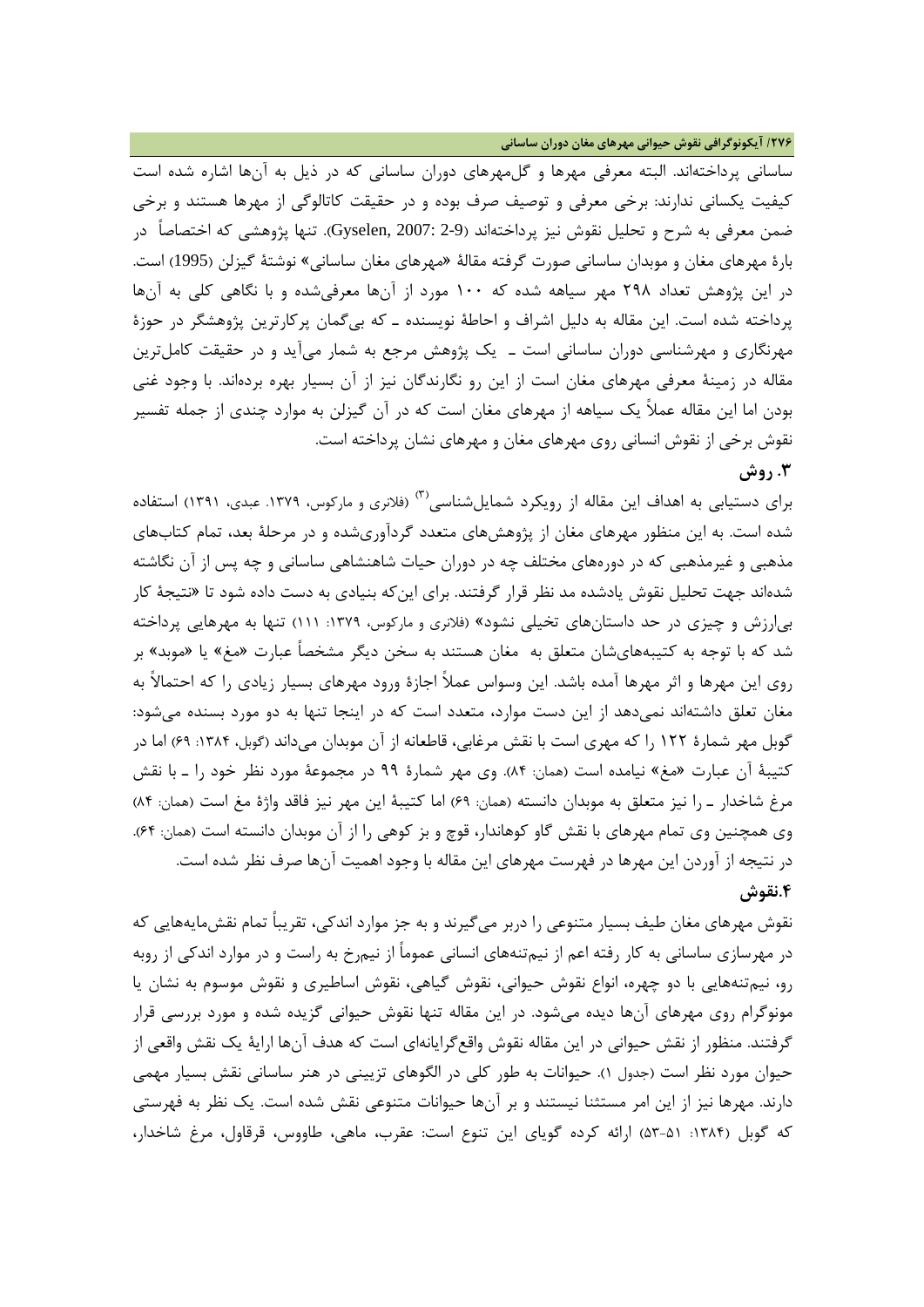ساسانی پرداخته‌اند. البته معرفی مهرها و گل‌مهرهای دوران ساسانی که در ذیل به آن‌ها اشاره شده است کیفیت یکسانی ندارند: برخی معرفی و توصیف صرف بوده و در حقیقت کاتالوگی از مهرها هستند و برخی ضمن معرفی به شرح و تحلیل نقوش نیز پرداخته‌اند (Gyselen, 2007: 2-9). تنها پژوهشی که اختصاصاً در بارهٔ مهرهای مغان و موبدان ساسانی صورت گرفته مقالهٔ «مهرهای مغان ساسانی» نوشتهٔ گیزلن (1995) است. در این پژوهش تعداد ۲۹۸ مهر سیاهه شده که ۱۰۰ مورد از آن‌ها معرفی‌شده و با نگاهی کلی به آن‌ها پرداخته شده است. این مقاله به دلیل اشراف و احاطهٔ نویسنده ـ که بی‌گمان پرکارترین پژوهشگر در حوزهٔ مهرنگاری و مهرشناسی دوران ساسانی است ـ یک پژوهش مرجع به شمار می‌آید و در حقیقت کامل‌ترین مقاله در زمینهٔ معرفی مهرهای مغان است از این رو نگارندگان نیز از آن بسیار بهره برده‌اند. با وجود غنی بودن اما این مقاله عملاً یک سیاهه از مهرهای مغان است که در آن گیزلن به موارد چندی از جمله تفسیر نقوش برخی از نقوش انسانی روی مهرهای مغان و مهرهای نشان پرداخته است.

## ۳. روش

برای دستیابی به اهداف این مقاله از رویکرد شمایل‌شناسی[۳] (فلاتری و مارکوس، ۱۳۷۹. عبدی، ۱۳۹۱) استفاده شده است. به این منظور مهرهای مغان از پژوهش‌های متعدد گردآوری‌شده و در مرحلهٔ بعد، تمام کتاب‌های مذهبی و غیرمذهبی که در دوره‌های مختلف چه در دوران حیات شاهنشاهی ساسانی و چه پس از آن نگاشته شده‌اند جهت تحلیل نقوش یادشده مد نظر قرار گرفتند. برای این‌که بنیادی به دست داده شود تا «نتیجهٔ کار بی‌ارزش و چیزی در حد داستان‌های تخیلی نشود» (فلاتری و مارکوس، ۱۳۷۹: ۱۱۱) تنها به مهرهایی پرداخته شد که با توجه به کتیبه‌های‌شان متعلق به مغان هستند به سخن دیگر مشخصاً عبارت «مغ» یا «موبد» بر روی این مهرها و اثر مهرها آمده باشد. این وسواس عملاً اجازهٔ ورود مهرهای بسیار زیادی را که احتمالاً به مغان تعلق داشته‌اند نمی‌دهد از این دست موارد، متعدد است که در اینجا تنها به دو مورد بسنده می‌شود: گوبل مهر شمارهٔ ۱۲۲ را که مهری است با نقش مرغابی، قاطعانه از آن موبدان می‌داند (گوبل، ۱۳۸۴: ۶۹) اما در کتیبهٔ آن عبارت «مغ» نیامده است (همان: ۸۴). وی مهر شمارهٔ ۹۹ در مجموعهٔ مورد نظر خود را ـ با نقش مرغ شاخدار ـ را نیز متعلق به موبدان دانسته (همان: ۶۹) اما کتیبهٔ این مهر نیز فاقد واژهٔ مغ است (همان: ۸۴) وی همچنین وی تمام مهرهای با نقش گاو کوهاندار، قوچ و بز کوهی را از آن موبدان دانسته است (همان: ۶۴). در نتیجه از آوردن این مهرها در فهرست مهرهای این مقاله با وجود اهمیت آن‌ها صرف نظر شده است.

## ۴.نقوش

نقوش مهرهای مغان طیف بسیار متنوعی را دربر می‌گیرند و به جز موارد اندکی، تقریباً تمام نقش‌مایه‌هایی که در مهرسازی ساسانی به کار رفته اعم از نیم‌تنه‌های انسانی عموماً از نیم‌رخ به راست و در موارد اندکی از روبه رو، نیم‌تنه‌هایی با دو چهره، انواع نقوش حیوانی، نقوش گیاهی، نقوش اساطیری و نقوش موسوم به نشان یا مونوگرام روی مهرهای آن‌ها دیده می‌شود. در این مقاله تنها نقوش حیوانی گزیده شده و مورد بررسی قرار گرفتند. منظور از نقش حیوانی در این مقاله نقوش واقع‌گرایانه‌ای است که هدف آن‌ها ارایهٔ یک نقش واقعی از حیوان مورد نظر است (جدول ۱). حیوانات به طور کلی در الگوهای تزیینی در هنر ساسانی نقش بسیار مهمی دارند. مهرها نیز از این امر مستثنا نیستند و بر آن‌ها حیوانات متنوعی نقش شده است. یک نظر به فهرستی که گوبل (۱۳۸۴: ۵۱-۵۳) ارائه کرده گویای این تنوع است: عقرب، ماهی، طاووس، قرقاول، مرغ شاخدار،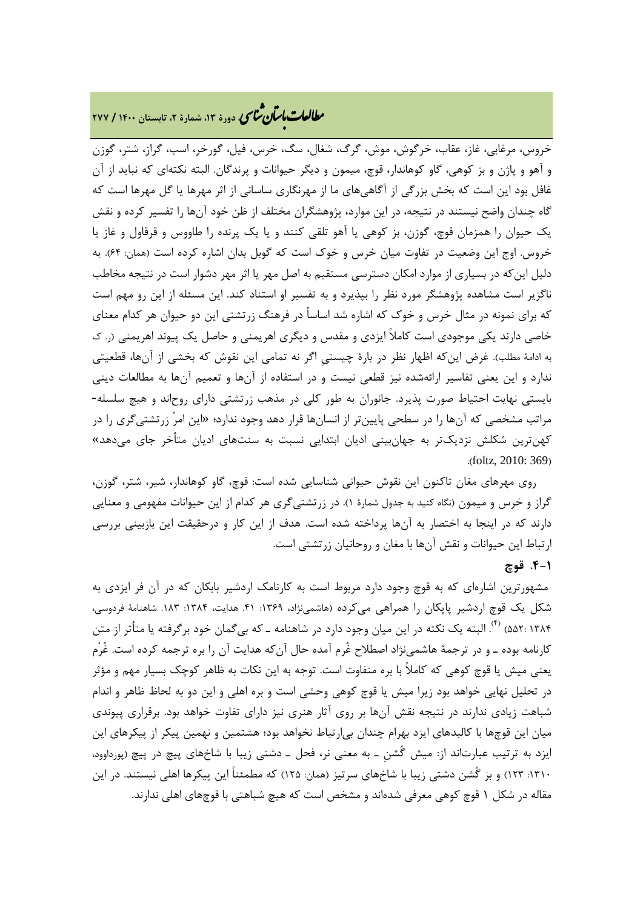خروس، مرغابی، غاز، عقاب، خرگوش، موش، گرگ، شغال، سگ، خرس، فیل، گورخر، اسب، گراز، شتر، گوزن و آهو و پاژن و بز کوهی، گاو کوهاندار، قوچ، میمون و دیگر حیوانات و پرندگان. البته نکته‌ای که نباید از آن غافل بود این است که بخش بزرگی از آگاهی‌های ما از مهرنگاری ساسانی از اثر مهرها یا گل مهرها است که گاه چندان واضح نیستند در نتیجه، در این موارد، پژوهشگران مختلف از ظن خود آن‌ها را تفسیر کرده و نقش یک حیوان را همزمان قوچ، گوزن، بز کوهی یا آهو تلقی کنند و یا یک پرنده را طاووس و قرقاول و غاز یا خروس. اوج این وضعیت در تفاوت میان خرس و خوک است که گوبل بدان اشاره کرده است (همان: ۶۴). به دلیل این‌که در بسیاری از موارد امکان دسترسی مستقیم به اصل مهر یا اثر مهر دشوار است در نتیجه مخاطب ناگزیر است مشاهده پژوهشگر مورد نظر را بپذیرد و به تفسیر او استناد کند. این مسئله از این رو مهم است که برای نمونه در مثال خرس و خوک که اشاره شد اساساً در فرهنگ زرتشتی این دو حیوان هر کدام معنای خاصی دارند یکی موجودی است کاملاً ایزدی و مقدس و دیگری اهریمنی و حاصل یک پیوند اهریمنی (ر. ک به ادامهٔ مطلب). غرض این‌که اظهار نظر در بارهٔ چیستیِ اگر نه تمامی این نقوش که بخشی از آن‌ها، قطعیتی ندارد و این یعنی تفاسیر ارائه‌شده نیز قطعی نیست و در استفاده از آن‌ها و تعمیم آن‌ها به مطالعات دینی بایستی نهایت احتیاط صورت پذیرد. جانوران به طور کلی در مذهب زرتشتی دارای روح‌اند و هیچ سلسله-مراتب مشخصی که آن‌ها را در سطحی پایین‌تر از انسان‌ها قرار دهد وجود ندارد؛ «این امرْ زرتشتی‌گری را در کهن‌ترین شکلش نزدیک‌تر به جهان‌بینی ادیان ابتدایی نسبت به سنت‌های ادیان متأخر جای می‌دهد» (foltz, 2010: 369).

روی مهرهای مغان تاکنون این نقوش حیوانی شناسایی شده است: قوچ، گاو کوهاندار، شیر، شتر، گوزن، گراز و خرس و میمون (نگاه کنید به جدول شمارهٔ ۱). در زرتشتی‌گری هر کدام از این حیوانات مفهومی و معنایی دارند که در اینجا به اختصار به آن‌ها پرداخته شده است. هدف از این کار و درحقیقت این بازبینی بررسی ارتباط این حیوانات و نقش آن‌ها با مغان و روحانیان زرتشتی است.

### ۴-۱. قوچ

مشهورترین اشاره‌ای که به قوچ وجود دارد مربوط است به کارنامک اردشیر بابکان که در آن فر ایزدی به شکل یک قوچ اردشیر پاپکان را همراهی می‌کرده (هاشمی‌نژاد، ۱۳۶۹: ۴۱. هدایت، ۱۳۸۴: ۱۸۳. شاهنامهٔ فردوسی، ۱۳۸۴ :۵۵۲) [۴]. البته یک نکته در این میان وجود دارد در شاهنامه ـ که بی‌گمان خود برگرفته یا متأثر از متن کارنامه بوده ـ و در ترجمهٔ هاشمی‌نژاد اصطلاح غُرم آمده حال آن‌که هدایت آن را بره ترجمه کرده است. غُرْم یعنی میش یا قوچ کوهی که کاملاً با بره متفاوت است. توجه به این نکات به ظاهر کوچک بسیار مهم و مؤثر در تحلیل نهایی خواهد بود زیرا میش یا قوچ کوهی وحشی است و بره اهلی و این دو به لحاظ ظاهر و اندام شباهت زیادی ندارند در نتیجه نقش آن‌ها بر روی آثار هنری نیز دارای تفاوت خواهد بود. برقراری پیوندی میان این قوچ‌ها با کالبدهای ایزد بهرام چندان بی‌ارتباط نخواهد بود؛ هشتمین و نهمین پیکر از پیکرهای این ایزد به ترتیب عبارت‌اند از: میش گُشنِ ـ به معنی نر، فحل ـ دشتی زیبا با شاخ‌های پیچ در پیچ (پورداوود، ۱۳۱۰: ۱۲۳) و بز گُشن دشتی زیبا با شاخ‌های سرتیز (همان: ۱۲۵) که مطمئناً این پیکرها اهلی نیستند. در این مقاله در شکل ۱ قوچ کوهی معرفی شده‌اند و مشخص است که هیچ شباهتی با قوچ‌های اهلی ندارند.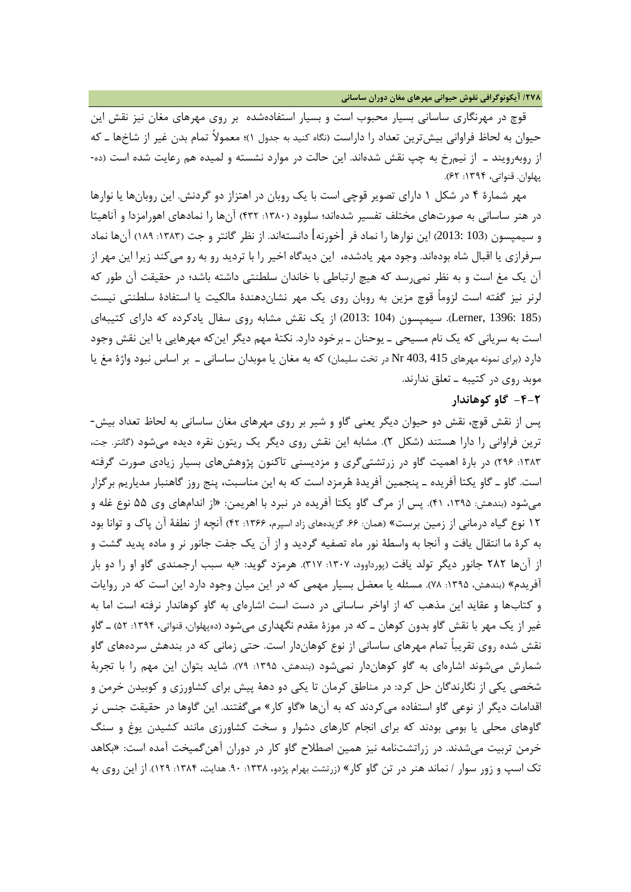قوچ در مهرنگاری ساسانی بسیار محبوب است و بسیار استفاده‌شده بر روی مهرهای مغان نیز نقش این حیوان به لحاظ فراوانی بیش‌ترین تعداد را داراست (نگاه کنید به جدول ۱)؛ معمولاً تمام بدن غیر از شاخ‌ها ـ که از روبه‌رویند ـ از نیم‌رخ به چپ نقش شده‌اند. این حالت در موارد نشسته و لمیده هم رعایت شده است (ده-پهلوان. قنواتی، ۱۳۹۴: ۶۲).

مهر شمارهٔ ۴ در شکل ۱ دارای تصویر قوچی است با یک روبان در اهتزاز دو گردنش. این روبان‌ها یا نوارها در هنر ساسانی به صورت‌های مختلف تفسیر شده‌اند؛ سلوود (۱۳۸۰: ۴۳۲) آن‌ها را نمادهای اهورامزدا و آناهیتا و سیمپسون (2013: 103) این نوارها را نماد فر [خورنه] دانسته‌اند. از نظر گانتر و جت (۱۳۸۳: ۱۸۹) آن‌ها نماد سرفرازی یا اقبال شاه بوده‌اند. وجود مهر یادشده، این دیدگاه اخیر را با تردید رو به رو می‌کند زیرا این مهر از آن یک مغ است و به نظر نمی‌رسد که هیچ ارتباطی با خاندان سلطنتی داشته باشد؛ در حقیقت آن طور که لرنر نیز گفته است لزوماً قوچ مزین به روبان روی یک مهر نشان‌دهندهٔ مالکیت یا استفادهٔ سلطنتی نیست (Lerner, 1396: 185). سیمپسون (2013: 104) از یک نقش مشابه روی سفال یادکرده که دارای کتیبه‌ای است به سریانی که یک نام مسیحی ـ یوحنان ـ برخود دارد. نکتهٔ مهم دیگر این‌که مهرهایی با این نقش وجود دارد (برای نمونه مهرهای Nr 403, 415 در تخت سلیمان) که به مغان یا موبدان ساسانی ـ بر اساس نبود واژهٔ مغ یا موبد روی در کتیبه ـ تعلق ندارند.

### ۲-۴- گاو کوهاندار

پس از نقش قوچ، نقش دو حیوان دیگر یعنی گاو و شیر بر روی مهرهای مغان ساسانی به لحاظ تعداد بیش‌ترین فراوانی را دارا هستند (شکل ۲). مشابه این نقش روی دیگر یک ریتون نقره دیده می‌شود (گانتر. جت، ۱۳۸۳: ۲۹۶) در بارهٔ اهمیت گاو در زرتشتی‌گری و مزدیسنی تاکنون پژوهش‌های بسیار زیادی صورت گرفته است. گاو ـ گاو یکتا آفریده ـ پنجمین آفریدهٔ هُرمزد است که به این مناسبت، پنج روز گاهنبار مدیاریم برگزار می‌شود (بندهش: ۱۳۹۵، ۴۱). پس از مرگ گاو یکتا آفریده در نبرد با اهریمن: «از اندام‌های وی ۵۵ نوع غله و ۱۲ نوع گیاه درمانی از زمین برست» (همان: ۶۶. گزیده‌های زاد اسپرم، ۱۳۶۶: ۴۲) آنچه از نطفهٔ آن پاک و توانا بود به کرهٔ ما انتقال یافت و آنجا به واسطهٔ نور ماه تصفیه گردید و از آن یک جفت جانور نر و ماده پدید گشت و از آن‌ها ۲۸۲ جانور دیگر تولد یافت (پورداوود، ۱۳۰۷: ۳۱۷). هرمزد گوید: «به سبب ارجمندی گاو او را دو بار آفریدم» (بندهش، ۱۳۹۵: ۷۸). مسئله یا معضل بسیار مهمی که در این میان وجود دارد این است که در روایات و کتاب‌ها و عقاید این مذهب که از اواخر ساسانی در دست است اشاره‌ای به گاو کوهاندار نرفته است اما به غیر از یک مهر با نقش گاو بدون کوهان ـ که در موزهٔ مقدم نگهداری می‌شود (ده‌پهلوان، قنواتی، ۱۳۹۴: ۵۲) ـ گاو نقش شده روی تقریباً تمام مهرهای ساسانی از نوع کوهان‌دار است. حتی زمانی که در بندهش سرده‌های گاو شمارش می‌شوند اشاره‌ای به گاو کوهان‌دار نمی‌شود (بندهش، ۱۳۹۵: ۷۹). شاید بتوان این مهم را با تجربهٔ شخصی یکی از نگارندگان حل کرد: در مناطق کرمان تا یکی دو دههٔ پیش برای کشاورزی و کوبیدن خرمن و اقدامات دیگر از نوعی گاو استفاده می‌کردند که به آن‌ها «گاو کار» می‌گفتند. این گاوها در حقیقت جنس نر گاوهای محلی یا بومی بودند که برای انجام کارهای دشوار و سخت کشاورزی مانند کشیدن یوغ و سنگ خرمن تربیت می‌شدند. در زراتشت‌نامه نیز همین اصطلاح گاو کار در دوران آهن‌گمیخت آمده است: «بکاهد تک اسپ و زور سوار / نماند هنر در تن گاو کار» (زرتشت بهرام پژدو، ۱۳۳۸: ۹۰. هدایت، ۱۳۸۴: ۱۲۹). از این روی به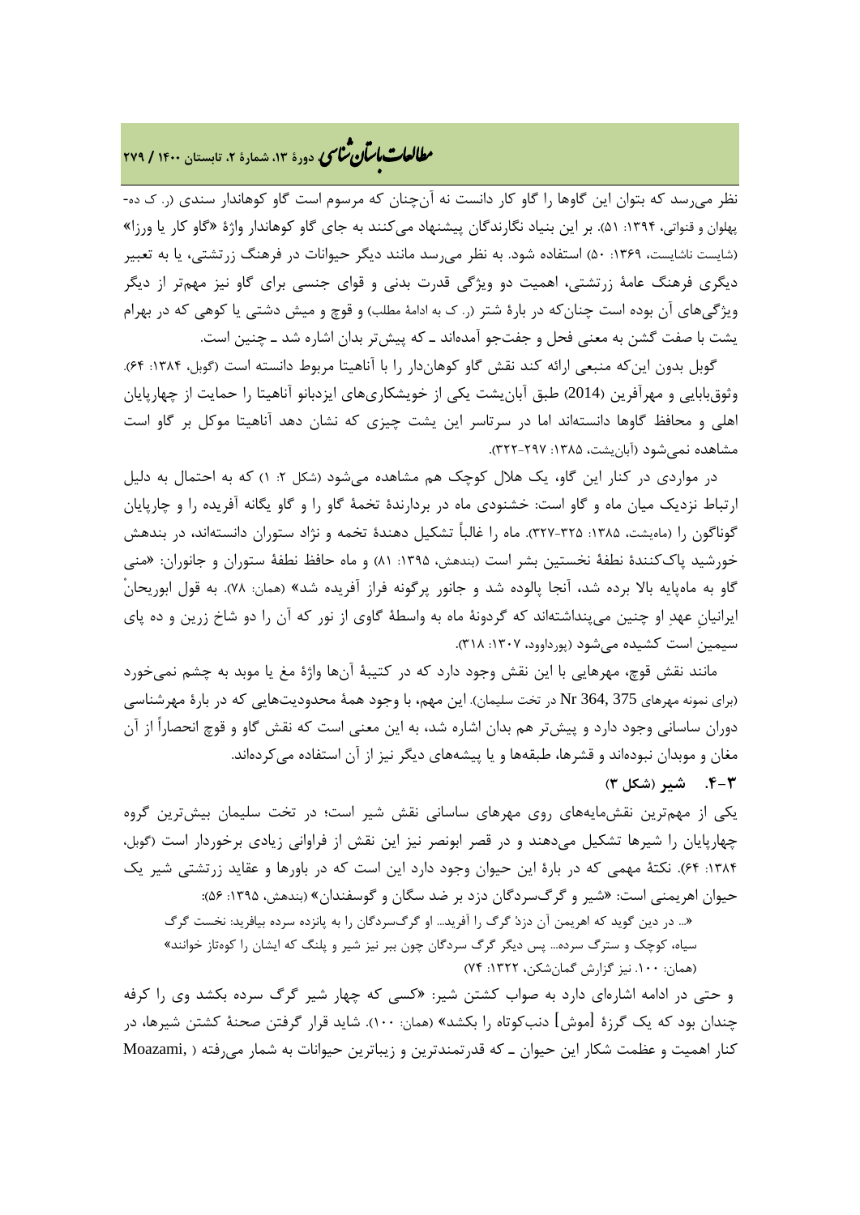نظر می‌رسد که بتوان این گاوها را گاو کار دانست نه آن‌چنان که مرسوم است گاو کوهاندار سندی (ر. ک ده‌پهلوان و قنواتی، ۱۳۹۴: ۵۱). بر این بنیاد نگارندگان پیشنهاد می‌کنند به جای گاو کوهاندار واژهٔ «گاو کار یا ورزا» (شایست ناشایست، ۱۳۶۹: ۵۰) استفاده شود. به نظر می‌رسد مانند دیگر حیوانات در فرهنگ زرتشتی، یا به تعبیر دیگری فرهنگ عامهٔ زرتشتی، اهمیت دو ویژگی قدرت بدنی و قوای جنسی برای گاو نیز مهم‌تر از دیگر ویژگی‌های آن بوده است چنان‌که در بارهٔ شتر (ر. ک به ادامهٔ مطلب) و قوچ و میش دشتی یا کوهی که در بهرام یشت با صفت گشن به معنی فحل و جفت‌جو آمده‌اند ـ که پیش‌تر بدان اشاره شد ـ چنین است.

گوبل بدون این‌که منبعی ارائه کند نقش گاو کوهان‌دار را با آناهیتا مربوط دانسته است (گوبل، ۱۳۸۴: ۶۴). وثوق‌بابایی و مهرآفرین (2014) طبق آبان‌یشت یکی از خویشکاری‌های ایزدبانو آناهیتا را حمایت از چهارپایان اهلی و محافظ گاوها دانسته‌اند اما در سرتاسر این یشت چیزی که نشان دهد آناهیتا موکل بر گاو است مشاهده نمی‌شود (آبان‌یشت، ۱۳۸۵: ۲۹۷-۳۲۲).

در مواردی در کنار این گاو، یک هلال کوچک هم مشاهده می‌شود (شکل ۲: ۱) که به احتمال به دلیل ارتباط نزدیک میان ماه و گاو است: خشنودی ماه در بردارندهٔ تخمهٔ گاو را و گاو یگانه آفریده را و چارپایان گوناگون را (ماه‌یشت، ۱۳۸۵: ۳۲۵-۳۲۷). ماه را غالباً تشکیل دهندهٔ تخمه و نژاد ستوران دانسته‌اند، در بندهش خورشید پاک‌کنندهٔ نطفهٔ نخستین بشر است (بندهش، ۱۳۹۵: ۸۱) و ماه حافظ نطفهٔ ستوران و جانوران: «منی گاو به ماه‌پایه بالا برده شد، آنجا پالوده شد و جانور پرگونه فراز آفریده شد» (همان: ۷۸). به قول ابوریحانْ ایرانیانِ عهدِ او چنین می‌پنداشته‌اند که گردونهٔ ماه به واسطهٔ گاوی از نور که آن را دو شاخ زرین و ده پای سیمین است کشیده می‌شود (پورداوود، ۱۳۰۷: ۳۱۸).

مانند نقش قوچ، مهرهایی با این نقش وجود دارد که در کتیبهٔ آن‌ها واژهٔ مغ یا موبد به چشم نمی‌خورد (برای نمونه مهرهای Nr 364, 375 در تخت سلیمان). این مهم، با وجود همهٔ محدودیت‌هایی که در بارهٔ مهرشناسی دوران ساسانی وجود دارد و پیش‌تر هم بدان اشاره شد، به این معنی است که نقش گاو و قوچ انحصاراً از آن مغان و موبدان نبوده‌اند و قشرها، طبقه‌ها و یا پیشه‌های دیگر نیز از آن استفاده می‌کرده‌اند.

### ۳-۴. شیر (شکل ۳)

یکی از مهم‌ترین نقش‌مایه‌های روی مهرهای ساسانی نقش شیر است؛ در تخت سلیمان بیش‌ترین گروه چهارپایان را شیرها تشکیل می‌دهند و در قصر ابونصر نیز این نقش از فراوانی زیادی برخوردار است (گوبل، ۱۳۸۴: ۶۴). نکتهٔ مهمی که در بارهٔ این حیوان وجود دارد این است که در باورها و عقاید زرتشتی شیر یک حیوان اهریمنی است: «شیر و گرگ‌سردگان دزد بر ضد سگان و گوسفندان» (بندهش، ۱۳۹۵: ۵۶):

> «... در دین گوید که اهریمن آن دزدْ گرگ را آفرید... او گرگ‌سردگان را به پانزده سرده بیافرید: نخست گرگ سیاه، کوچک و سترگ سرده... پس دیگر گرگ سردگان چون ببر نیز شیر و پلنگ که ایشان را کوه‌تاز خوانند» (همان: ۱۰۰. نیز گزارش گمان‌شکن، ۱۳۲۲: ۷۴)

و حتی در ادامه اشاره‌ای دارد به صواب کشتن شیر: «کسی که چهار شیر گرگ سرده بکشد وی را کرفه چندان بود که یک گرزهٔ [موش] دنب‌کوتاه را بکشد» (همان: ۱۰۰). شاید قرار گرفتن صحنهٔ کشتن شیرها، در کنار اهمیت و عظمت شکار این حیوان ـ که قدرتمندترین و زیباترین حیوانات به شمار می‌رفته ( Moazami,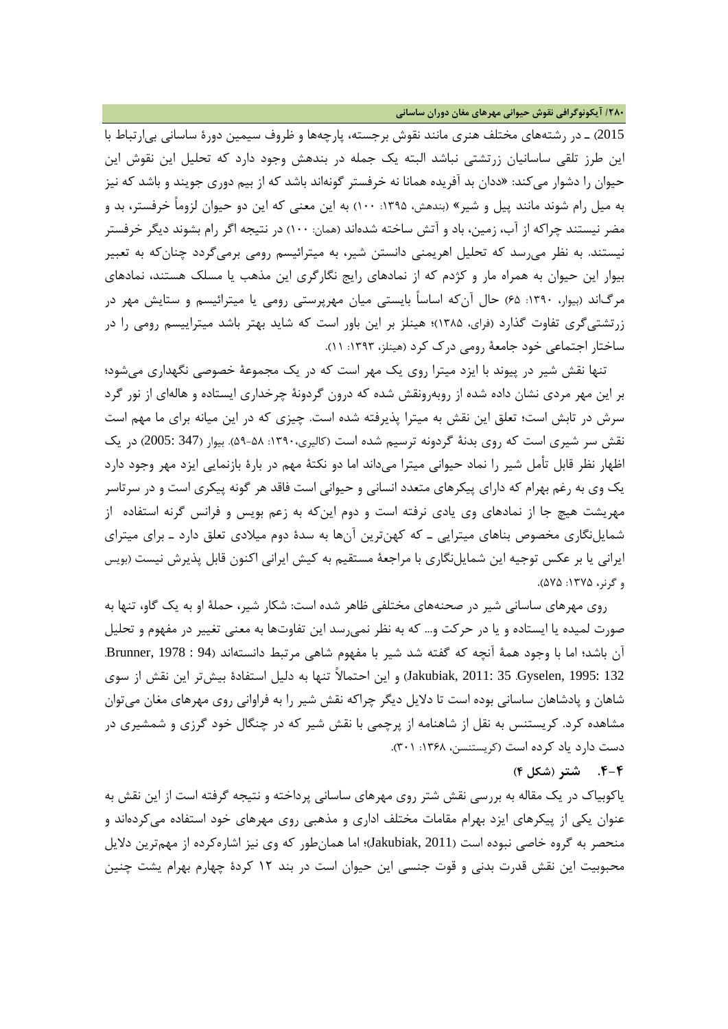2015) ـ در رشته‌های مختلف هنری مانند نقوش برجسته، پارچه‌ها و ظروف سیمین دورهٔ ساسانی بی‌ارتباط با این طرز تلقی ساسانیان زرتشتی نباشد البته یک جمله در بندهش وجود دارد که تحلیل این نقوش این حیوان را دشوار می‌کند: «ددان بد آفریده همانا نه خرفستر گونه‌اند باشد که از بیم دوری جویند و باشد که نیز به میل رام شوند مانند پیل و شیر» (بندهش، ۱۳۹۵: ۱۰۰) به این معنی که این دو حیوان لزوماً خرفستر، بد و مضر نیستند چراکه از آب، زمین، باد و آتش ساخته شده‌اند (همان: ۱۰۰) در نتیجه اگر رام بشوند دیگر خرفستر نیستند. به نظر می‌رسد که تحلیل اهریمنی دانستن شیر، به میترائیسم رومی برمی‌گردد چنان‌که به تعبیر بیوار این حیوان به همراه مار و کژدم که از نمادهای رایج نگارگری این مذهب یا مسلک هستند، نمادهای مرگ‌اند (بیوار، ۱۳۹۰: ۶۵) حال آن‌که اساساً بایستی میان مهرپرستی رومی یا میترائیسم و ستایش مهر در زرتشتی‌گری تفاوت گذارد (فرای، ۱۳۸۵)؛ هینلز بر این باور است که شاید بهتر باشد میترایسم رومی را در ساختار اجتماعی خود جامعهٔ رومی درک کرد (هینلز، ۱۳۹۳: ۱۱).

تنها نقش شیر در پیوند با ایزد میترا روی یک مهر است که در یک مجموعهٔ خصوصی نگهداری می‌شود؛ بر این مهر مردی نشان داده شده از روبه‌رونقش شده که درون گردونهٔ چرخداری ایستاده و هاله‌ای از نور گرد سرش در تابش است؛ تعلق این نقش به میترا پذیرفته شده است. چیزی که در این میانه برای ما مهم است نقش سر شیری است که روی بدنهٔ گردونه ترسیم شده است (کالیری،۱۳۹۰: ۵۸-۵۹). بیوار (347 :2005) در یک اظهار نظر قابل تأمل شیر را نماد حیوانی میترا می‌داند اما دو نکتهٔ مهم در بارهٔ بازنمایی ایزد مهر وجود دارد یک وی به رغم بهرام که دارای پیکرهای متعدد انسانی و حیوانی است فاقد هر گونه پیکری است و در سرتاسر مهریشت هیچ جا از نمادهای وی یادی نرفته است و دوم این‌که به زعم بویس و فرانس گرنه استفاده از شمایل‌نگاری مخصوص بناهای میترایی ـ که کهن‌ترین آن‌ها به سدهٔ دوم میلادی تعلق دارد ـ برای میترای ایرانی یا بر عکس توجیه این شمایل‌نگاری با مراجعهٔ مستقیم به کیش ایرانی اکنون قابل پذیرش نیست (بویس و گرنر، ۱۳۷۵: ۵۷۵).

روی مهرهای ساسانی شیر در صحنه‌های مختلفی ظاهر شده است: شکار شیر، حملهٔ او به یک گاو، تنها به صورت لمیده یا ایستاده و یا در حرکت و... که به نظر نمی‌رسد این تفاوت‌ها به معنی تغییر در مفهوم و تحلیل آن باشد؛ اما با وجود همهٔ آنچه که گفته شد شیر با مفهوم شاهی مرتبط دانسته‌اند (Brunner, 1978 : 94. Gyselen, 1995: 132. Jakubiak, 2011: 35) و این احتمالاً تنها به دلیل استفادهٔ بیش‌تر این نقش از سوی شاهان و پادشاهان ساسانی بوده است تا دلایل دیگر چراکه نقش شیر را به فراوانی روی مهرهای مغان می‌توان مشاهده کرد. کریستنس به نقل از شاهنامه از پرچمی با نقش شیر که در چنگال خود گرزی و شمشیری در دست دارد یاد کرده است (کریستنسن، ۱۳۶۸: ۳۰۱).

### ۴-۴. شتر (شکل ۴)

یاکوبیاک در یک مقاله به بررسی نقش شتر روی مهرهای ساسانی پرداخته و نتیجه گرفته است از این نقش به عنوان یکی از پیکرهای ایزد بهرام مقامات مختلف اداری و مذهبی روی مهرهای خود استفاده می‌کرده‌اند و منحصر به گروه خاصی نبوده است (Jakubiak, 2011)؛ اما همان‌طور که وی نیز اشاره‌کرده از مهم‌ترین دلایل محبوبیت این نقش قدرت بدنی و قوت جنسی این حیوان است در بند ۱۲ کردهٔ چهارم بهرام یشت چنین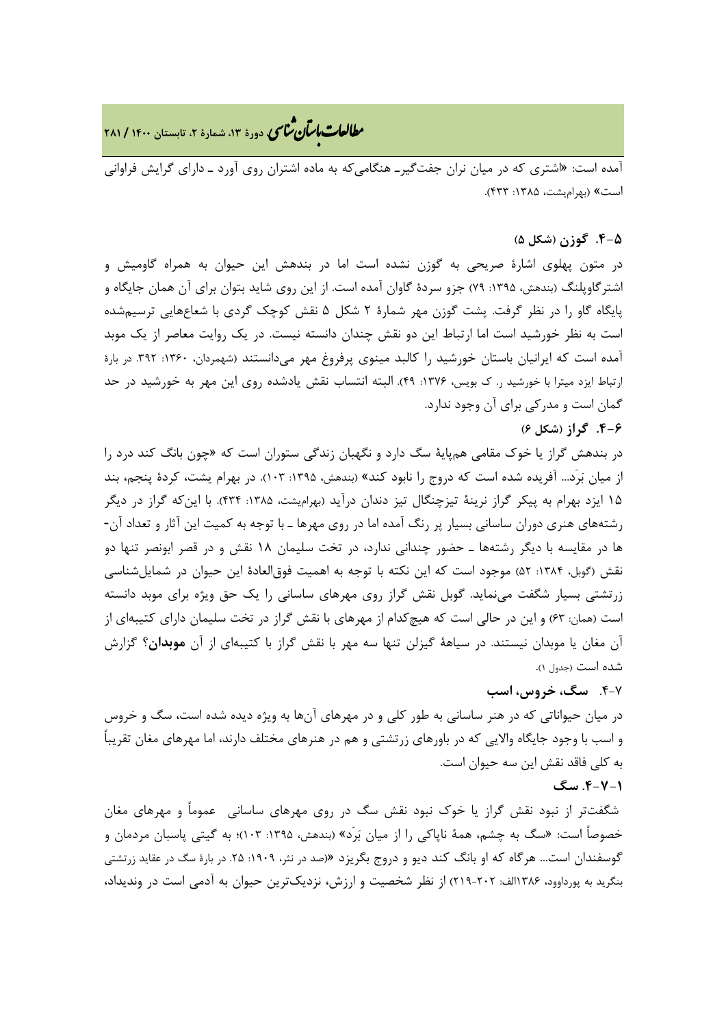آمده است: «اشتری که در میان نران جفت‌گیر ـ هنگامی‌که به ماده اشتران روی آورد ـ دارای گرایش فراوانی است» (بهرام‌یشت، ۱۳۸۵: ۴۳۳).

### ۴-۵. گوزن (شکل ۵)

در متون پهلوی اشارهٔ صریحی به گوزن نشده است اما در بندهش این حیوان به همراه گاومیش و اشترگاوپلنگ (بندهش، ۱۳۹۵: ۷۹) جزو سردهٔ گاوان آمده است. از این روی شاید بتوان برای آن همان جایگاه و پایگاه گاو را در نظر گرفت. پشت گوزن مهر شمارهٔ ۲ شکل ۵ نقش کوچک گردی با شعاع‌هایی ترسیم‌شده است به نظر خورشید است اما ارتباط این دو نقش چندان دانسته نیست. در یک روایت معاصر از یک موبد آمده است که ایرانیان باستان خورشید را کالبد مینوی پرفروغ مهر می‌دانستند (شهمردان، ۱۳۶۰: ۳۹۲. در بارهٔ ارتباط ایزد میترا با خورشید ر. ک بویس، ۱۳۷۶: ۴۹). البته انتساب نقش یادشده روی این مهر به خورشید در حد گمان است و مدرکی برای آن وجود ندارد.

### ۴-۶. گراز (شکل ۶)

در بندهش گراز یا خوک مقامی هم‌پایهٔ سگ دارد و نگهبان زندگی ستوران است که «چون بانگ کند درد را از میان بَرَد... آفریده شده است که دروج را نابود کند» (بندهش، ۱۳۹۵: ۱۰۳). در بهرام یشت، کردهٔ پنجم، بند ۱۵ ایزد بهرام به پیکر گراز نرینهٔ تیزچنگال تیز دندان درآید (بهرام‌یشت، ۱۳۸۵: ۴۳۴). با این‌که گراز در دیگر رشته‌های هنری دوران ساسانی بسیار پر رنگ آمده اما در روی مهرها ـ با توجه به کمیت این آثار و تعداد آن‌ها در مقایسه با دیگر رشته‌ها ـ حضور چندانی ندارد، در تخت سلیمان ۱۸ نقش و در قصر ابونصر تنها دو نقش (گوبل، ۱۳۸۴: ۵۲) موجود است که این نکته با توجه به اهمیت فوق‌العادهٔ این حیوان در شمایل‌شناسی زرتشتی بسیار شگفت می‌نماید. گوبل نقش گراز روی مهرهای ساسانی را یک حق ویژه برای موبد دانسته است (همان: ۶۳) و این در حالی است که هیچ‌کدام از مهرهای با نقش گراز در تخت سلیمان دارای کتیبه‌ای از آن مغان یا موبدان نیستند. در سیاههٔ گیزلن تنها سه مهر با نقش گراز با کتیبه‌ای از آن **موبدان**؟ گزارش شده است (جدول ۱).

### ۴-۷. سگ، خروس، اسب

در میان حیواناتی که در هنر ساسانی به طور کلی و در مهرهای آن‌ها به ویژه دیده شده است، سگ و خروس و اسب با وجود جایگاه والایی که در باورهای زرتشتی و هم در هنرهای مختلف دارند، اما مهرهای مغان تقریباً به کلی فاقد نقش این سه حیوان است.

#### ۴-۷-۱. سگ

شگفت‌تر از نبود نقش گراز یا خوک نبود نقش سگ در روی مهرهای ساسانی عموماً و مهرهای مغان خصوصاً است: «سگ به چشم، همهٔ ناپاکی را از میان بَرَد» (بندهش، ۱۳۹۵: ۱۰۳)؛ به گیتی پاسبان مردمان و گوسفندان است... هرگاه که او بانگ کند دیو و دروج بگریزد «(صد در نثر، ۱۹۰۹: ۲۵. در بارهٔ سگ در عقاید زرتشتی بنگرید به پورداوود، ۱۳۸۶الف: ۲۰۲-۲۱۹) از نظر شخصیت و ارزش، نزدیک‌ترین حیوان به آدمی است در وندیداد،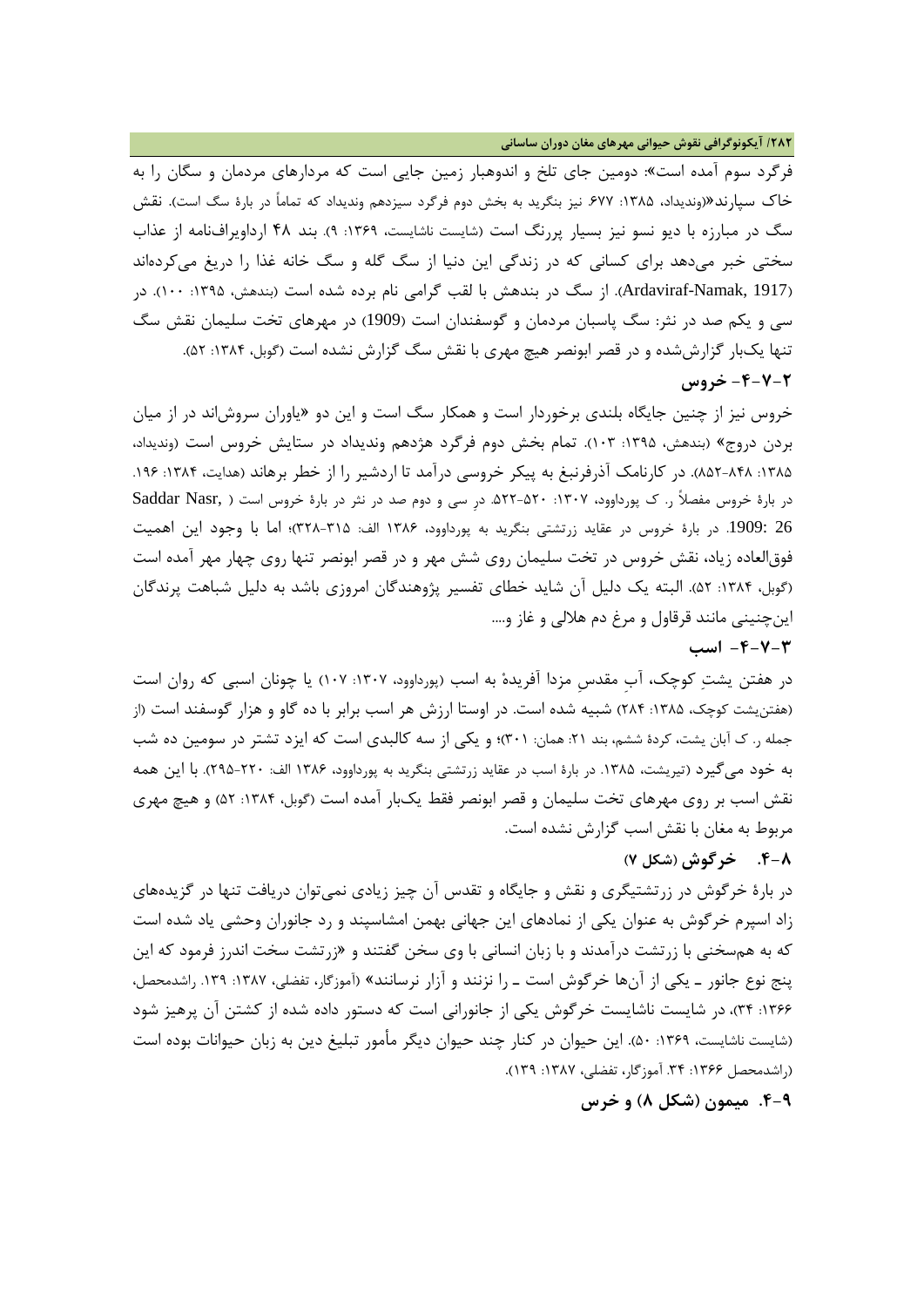فرگرد سوم آمده است»: دومین جای تلخ و اندوهبار زمین جایی است که مردارهای مردمان و سگان را به خاک سپارند«(وندیداد، ۱۳۸۵: ۶۷۷. نیز بنگرید به بخش دوم فرگرد سیزدهم وندیداد که تماماً در بارهٔ سگ است). نقش سگ در مبارزه با دیو نسو نیز بسیار پررنگ است (شایست ناشایست، ۱۳۶۹: ۹). بند ۴۸ ارداویراف‌نامه از عذاب سختی خبر می‌دهد برای کسانی که در زندگی این دنیا از سگ گله و سگ خانه غذا را دریغ می‌کرده‌اند (Ardaviraf-Namak, 1917). از سگ در بندهش با لقب گرامی نام برده شده است (بندهش، ۱۳۹۵: ۱۰۰). در سی و یکم صد در نثر: سگ پاسبان مردمان و گوسفندان است (1909) در مهرهای تخت سلیمان نقش سگ تنها یک‌بار گزارش‌شده و در قصر ابونصر هیچ مهری با نقش سگ گزارش نشده است (گوبل، ۱۳۸۴: ۵۲).

### ۴-۷-۲- خروس

خروس نیز از چنین جایگاه بلندی برخوردار است و همکار سگ است و این دو «یاوران سروش‌اند در از میان بردن دروج» (بندهش، ۱۳۹۵: ۱۰۳). تمام بخش دوم فرگرد هژدهم وندیداد در ستایش خروس است (وندیداد، ۱۳۸۵: ۸۴۸-۸۵۲). در کارنامک آذرفرنبغ به پیکر خروسی درآمد تا اردشیر را از خطر برهاند (هدایت، ۱۳۸۴: ۱۹۶. در بارهٔ خروس مفصلاً ر. ک پورداوود، ۱۳۰۷: ۵۲۰-۵۲۲. در سی و دوم صد در نثر در بارهٔ خروس است ( Saddar Nasr, 1909: 26. در بارهٔ خروس در عقاید زرتشتی بنگرید به پورداوود، ۱۳۸۶ الف: ۳۱۵-۳۲۸)؛ اما با وجود این اهمیت فوق‌العاده زیاد، نقش خروس در تخت سلیمان روی شش مهر و در قصر ابونصر تنها روی چهار مهر آمده است (گوبل، ۱۳۸۴: ۵۲). البته یک دلیل آن شاید خطای تفسیر پژوهندگان امروزی باشد به دلیل شباهت پرندگان این‌چنینی مانند قرقاول و مرغ دم هلالی و غاز و....

### ۴-۷-۳- اسب

در هفتن یشتِ کوچک، آبِ مقدسِ مزدا آفریدهٔ به اسب (پورداوود، ۱۳۰۷: ۱۰۷) یا چونان اسبی که روان است (هفتن‌یشت کوچک، ۱۳۸۵: ۲۸۴) شبیه شده است. در اوستا ارزش هر اسب برابر با ده گاو و هزار گوسفند است (از جمله ر. ک آبان یشت، کردهٔ ششم، بند ۲۱: همان: ۳۰۱)؛ و یکی از سه کالبدی است که ایزد تشتر در سومین ده شب به خود می‌گیرد (تیریشت، ۱۳۸۵. در بارهٔ اسب در عقاید زرتشتی بنگرید به پورداوود، ۱۳۸۶ الف: ۲۲۰-۲۹۵). با این همه نقش اسب بر روی مهرهای تخت سلیمان و قصر ابونصر فقط یک‌بار آمده است (گوبل، ۱۳۸۴: ۵۲) و هیچ مهری مربوط به مغان با نقش اسب گزارش نشده است.

### ۴-۸. خرگوش (شکل ۷)

در بارهٔ خرگوش در زرتشتیگری و نقش و جایگاه و تقدس آن چیز زیادی نمی‌توان دریافت تنها در گزیده‌های زاد اسپرم خرگوش به عنوان یکی از نمادهای این جهانی بهمن امشاسپند و رد جانوران وحشی یاد شده است که به هم‌سخنی با زرتشت درآمدند و با زبان انسانی با وی سخن گفتند و «زرتشت سخت اندرز فرمود که این پنج نوع جانور ـ یکی از آن‌ها خرگوش است ـ را نزنند و آزار نرسانند» (آموزگار، تفضلی، ۱۳۸۷: ۱۳۹. راشدمحصل، ۱۳۶۶: ۳۴)، در شایست ناشایست خرگوش یکی از جانورانی است که دستور داده شده است از کشتن آن پرهیز شود (شایست ناشایست، ۱۳۶۹: ۵۰). این حیوان در کنار چند حیوان دیگر مأمور تبلیغ دین به زبان حیوانات بوده است (راشدمحصل ۱۳۶۶: ۳۴. آموزگار، تفضلی، ۱۳۸۷: ۱۳۹).

### ۴-۹. میمون (شکل ۸) و خرس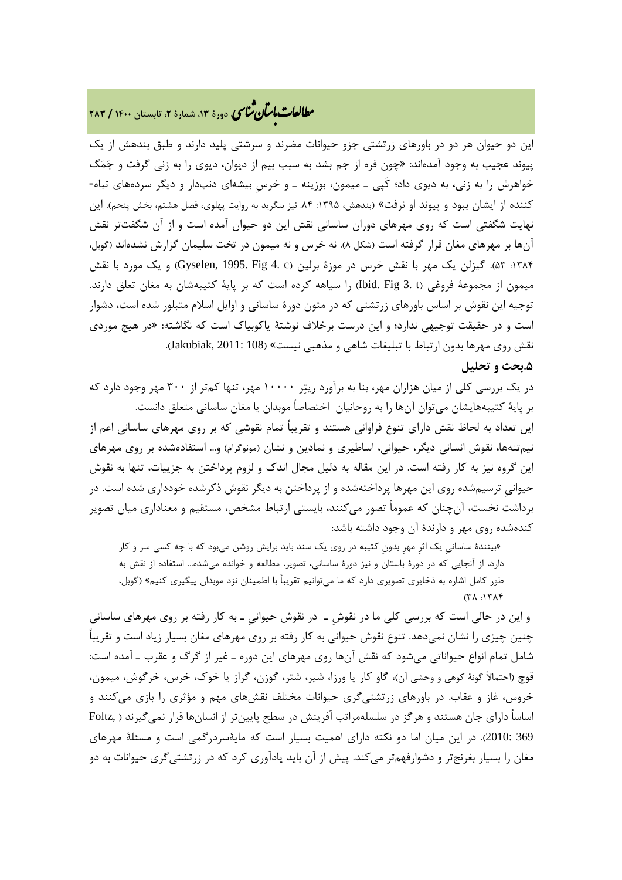این دو حیوان هر دو در باورهای زرتشتی جزو حیوانات مضرند و سرشتی پلید دارند و طبق بندهش از یک پیوند عجیب به وجود آمده‌اند: «چون فره از جم بشد به سبب بیم از دیوان، دیوی را به زنی گرفت و جَمَگ خواهرش را به زنی، به دیوی داد؛ کَپی ـ میمون، بوزینه ـ و خرسِ بیشه‌ای دنب‌دار و دیگر سرده‌های تباه‌کننده از ایشان ببود و پیوند او نرفت» (بندهش، ۱۳۹۵: ۸۴. نیز بنگرید به روایت پهلوی، فصل هشتم، بخش پنجم). این نهایت شگفتی است که روی مهرهای دوران ساسانی نقش این دو حیوان آمده است و از آن شگفت‌تر نقش آن‌ها بر مهرهای مغان قرار گرفته است (شکل ۸). نه خرس و نه میمون در تخت سلیمان گزارش نشده‌اند (گوبل، ۱۳۸۴: ۵۳). گیزلن یک مهر با نقش خرس در موزهٔ برلین (Gyselen, 1995. Fig 4. c) و یک مورد با نقش میمون از مجموعهٔ فروغی (Ibid. Fig 3. t) را سیاهه کرده است که بر پایهٔ کتیبه‌شان به مغان تعلق دارند. توجیه این نقوش بر اساس باورهای زرتشتی که در متون دورهٔ ساسانی و اوایل اسلام متبلور شده است، دشوار است و در حقیقت توجیهی ندارد؛ و این درست برخلاف نوشتهٔ یاکوبیاک است که نگاشته: «در هیچ موردی نقش روی مهرها بدون ارتباط با تبلیغات شاهی و مذهبی نیست» (Jakubiak, 2011: 108).

## ۵.بحث و تحلیل

در یک بررسی کلی از میان هزاران مهر، بنا به برآورد ریتر ۱۰۰۰۰ مهر، تنها کم‌تر از ۳۰۰ مهر وجود دارد که بر پایهٔ کتیبه‌هایشان می‌توان آن‌ها را به روحانیان اختصاصاً موبدان یا مغان ساسانی متعلق دانست.

این تعداد به لحاظ نقش دارای تنوع فراوانی هستند و تقریباً تمام نقوشی که بر روی مهرهای ساسانی اعم از نیم‌تنه‌ها، نقوش انسانی دیگر، حیوانی، اساطیری و نمادین و نشان (مونوگرام) و... استفاده‌شده بر روی مهرهای این گروه نیز به کار رفته است. در این مقاله به دلیل مجال اندک و لزوم پرداختن به جزییات، تنها به نقوش حیوانیِ ترسیم‌شده روی این مهرها پرداخته‌شده و از پرداختن به دیگر نقوش ذکرشده خودداری شده است. در برداشت نخست، آن‌چنان که عموماً تصور می‌کنند، بایستی ارتباط مشخص، مستقیم و معناداری میان تصویر کنده‌شده روی مهر و دارندهٔ آن وجود داشته باشد:

> «بینندهٔ ساسانیِ یک اثرِ مهرِ بدونِ کتیبه در روی یک سند باید برایش روشن می‌بود که با چه کسی سر و کار دارد، از آنجایی که در دورهٔ باستان و نیز دورهٔ ساسانی، تصویر، مطالعه و خوانده می‌شده... استفاده از نقش به طور کامل اشاره به ذخایری تصویری دارد که ما می‌توانیم تقریباً با اطمینان نزد موبدان پیگیری کنیم» (گوبل، ۱۳۸۴: ۳۸)

و این در حالی است که بررسی کلی ما در نقوشِ ـ در نقوش حیوانیِ ـ به کار رفته بر روی مهرهای ساسانی چنین چیزی را نشان نمی‌دهد. تنوع نقوش حیوانی به کار رفته بر روی مهرهای مغان بسیار زیاد است و تقریباً شامل تمام انواع حیواناتی می‌شود که نقش آن‌ها روی مهرهای این دوره ـ غیر از گرگ و عقرب ـ آمده است: قوچ (احتمالاً گونهٔ کوهی و وحشی آن)، گاو کار یا ورزا، شیر، شتر، گوزن، گراز یا خوک، خرس، خرگوش، میمون، خروس، غاز و عقاب. در باورهای زرتشتی‌گری حیوانات مختلف نقش‌های مهم و مؤثری را بازی می‌کنند و اساساً دارای جان هستند و هرگز در سلسله‌مراتب آفرینش در سطح پایین‌تر از انسان‌ها قرار نمی‌گیرند (Foltz, 2010: 369). در این میان اما دو نکته دارای اهمیت بسیار است که مایهٔ‌سردرگمی است و مسئلهٔ مهرهای مغان را بسیار بغرنج‌تر و دشوارفهم‌تر می‌کند. پیش از آن باید یادآوری کرد که در زرتشتی‌گری حیوانات به دو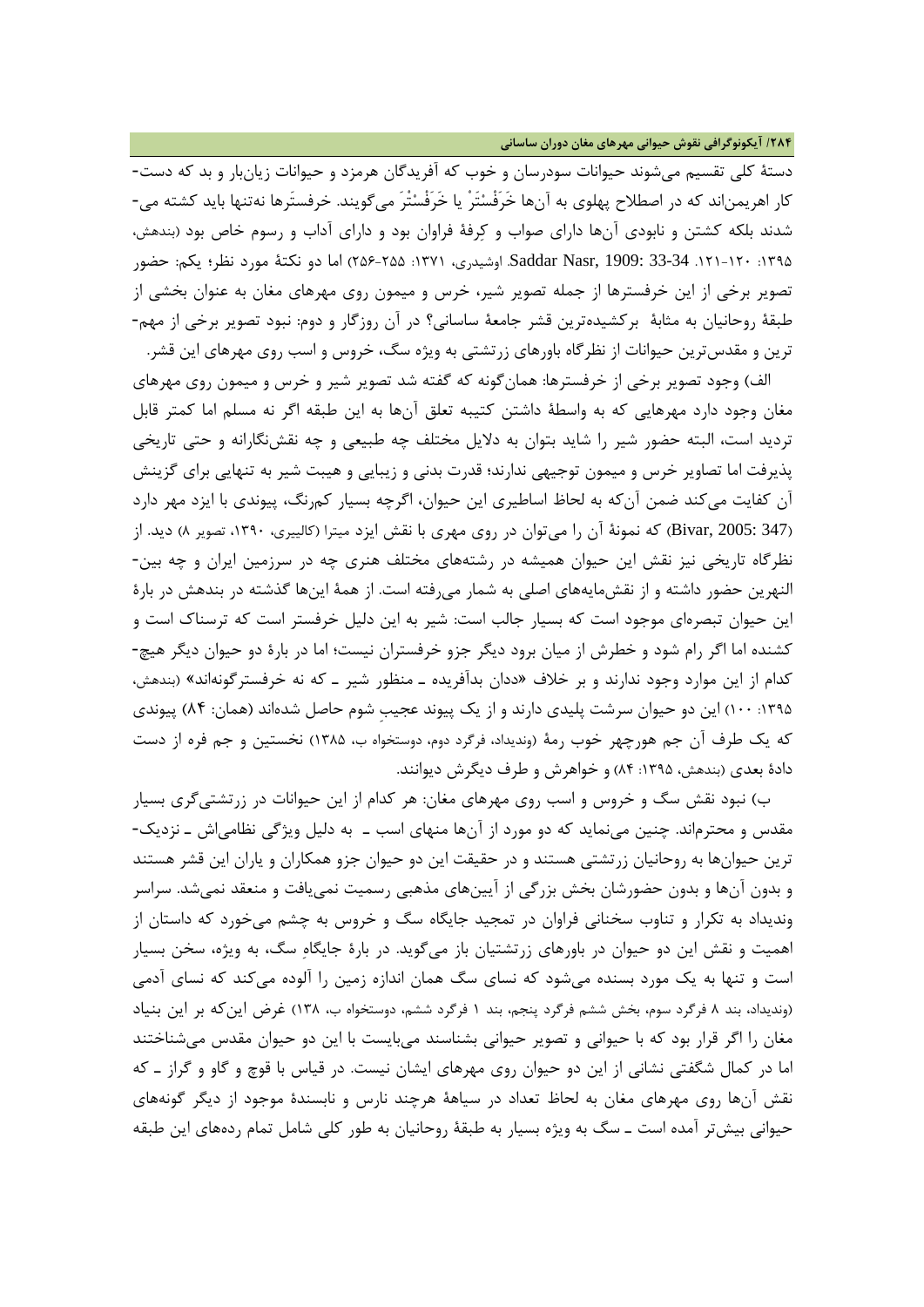دستهٔ کلی تقسیم می‌شوند حیوانات سودرسان و خوب که آفریدگان هرمزد و حیوانات زیان‌بار و بد که دست‌کار اهریمن‌اند که در اصطلاح پهلوی به آن‌ها خَرَفْسْتَرْ یا خَرَفْسْتَرَ می‌گویند. خرفستَرها نه‌تنها باید کشته می‌شدند بلکه کشتن و نابودی آن‌ها دارای صواب و کِرفهٔ فراوان بود و دارای آداب و رسوم خاص بود (بندهش، ۱۳۹۵: ۱۲۰-۱۲۱. Saddar Nasr, 1909: 33-34. اوشیدری، ۱۳۷۱: ۲۵۵-۲۵۶) اما دو نکتهٔ مورد نظر؛ یکم: حضور تصویر برخی از این خرفسترها از جمله تصویر شیر، خرس و میمون روی مهرهای مغان به عنوان بخشی از طبقهٔ روحانیان به مثابهٔ برکشیده‌ترین قشر جامعهٔ ساسانی؟ در آن روزگار و دوم: نبود تصویر برخی از مهم‌ترین و مقدس‌ترین حیوانات از نظرگاه باورهای زرتشتی به ویژه سگ، خروس و اسب روی مهرهای این قشر.

الف) وجود تصویر برخی از خرفسترها: همان‌گونه که گفته شد تصویر شیر و خرس و میمون روی مهرهای مغان وجود دارد مهرهایی که به واسطهٔ داشتن کتیبه تعلق آن‌ها به این طبقه اگر نه مسلم اما کمتر قابل تردید است، البته حضور شیر را شاید بتوان به دلایل مختلف چه طبیعی و چه نقش‌نگارانه و حتی تاریخی پذیرفت اما تصاویر خرس و میمون توجیهی ندارند؛ قدرت بدنی و زیبایی و هیبت شیر به تنهایی برای گزینش آن کفایت می‌کند ضمن آن‌که به لحاظ اساطیری این حیوان، اگرچه بسیار کم‌رنگ، پیوندی با ایزد مهر دارد (Bivar, 2005: 347) که نمونهٔ آن را می‌توان در روی مهری با نقش ایزد میترا (کالیبری، ۱۳۹۰، تصویر ۸) دید. از نظرگاه تاریخی نیز نقش این حیوان همیشه در رشته‌های مختلف هنری چه در سرزمین ایران و چه بین‌النهرین حضور داشته و از نقش‌مایه‌های اصلی به شمار می‌رفته است. از همهٔ این‌ها گذشته در بندهش در بارهٔ این حیوان تبصره‌ای موجود است که بسیار جالب است: شیر به این دلیل خرفستر است که ترسناک است و کشنده اما اگر رام شود و خطرش از میان برود دیگر جزو خرفستران نیست؛ اما در بارهٔ دو حیوان دیگر هیچ‌کدام از این موارد وجود ندارند و بر خلاف «ددان بدآفریده ـ منظور شیر ـ که نه خرفسترگونه‌اند» (بندهش، ۱۳۹۵: ۱۰۰) این دو حیوان سرشت پلیدی دارند و از یک پیوند عجیبِ شوم حاصل شده‌اند (همان: ۸۴) پیوندی که یک طرف آن جم هورچهر خوب رمهٔ (وندیداد، فرگرد دوم، دوستخواه ب، ۱۳۸۵) نخستین و جم فره از دست دادهٔ بعدی (بندهش، ۱۳۹۵: ۸۴) و خواهرش و طرف دیگرش دیوانند.

ب) نبود نقش سگ و خروس و اسب روی مهرهای مغان: هر کدام از این حیوانات در زرتشتی‌گری بسیار مقدس و محترم‌اند. چنین می‌نماید که دو مورد از آن‌ها منهای اسب ـ به دلیل ویژگی نظامی‌اش ـ نزدیک‌ترین حیوان‌ها به روحانیان زرتشتی هستند و در حقیقت این دو حیوان جزو همکاران و یاران این قشر هستند و بدون آن‌ها و بدون حضورشان بخش بزرگی از آیین‌های مذهبی رسمیت نمی‌یافت و منعقد نمی‌شد. سراسر وندیداد به تکرار و تناوب سخنانی فراوان در تمجید جایگاه سگ و خروس به چشم می‌خورد که داستان از اهمیت و نقش این دو حیوان در باورهای زرتشتیان باز می‌گوید. در بارهٔ جایگاهِ سگ، به ویژه، سخن بسیار است و تنها به یک مورد بسنده می‌شود که نسای سگ همان اندازه زمین را آلوده می‌کند که نسای آدمی (وندیداد، بند ۸ فرگرد سوم، بخش ششم فرگرد پنجم، بند ۱ فرگرد ششم، دوستخواه ب، ۱۳۸) غرض این‌که بر این بنیاد مغان را اگر قرار بود که با حیوانی و تصویر حیوانی بشناسند می‌بایست با این دو حیوان مقدس می‌شناختند اما در کمال شگفتی نشانی از این دو حیوان روی مهرهای ایشان نیست. در قیاس با قوچ و گاو و گراز ـ که نقش آن‌ها روی مهرهای مغان به لحاظ تعداد در سیاههٔ هرچند نارس و نابسندهٔ موجود از دیگر گونه‌های حیوانی بیش‌تر آمده است ـ سگ به ویژه بسیار به طبقهٔ روحانیان به طور کلی شامل تمام رده‌های این طبقه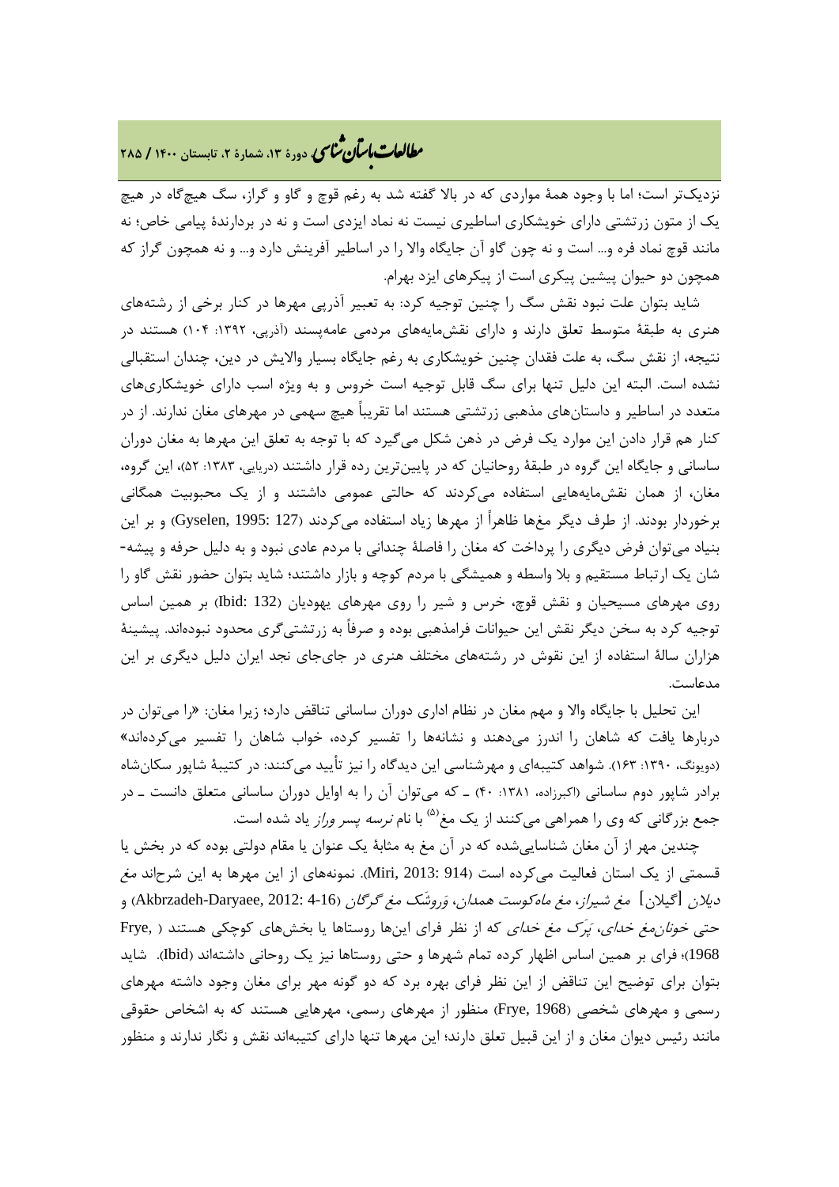نزدیک‌تر است؛ اما با وجود همهٔ مواردی که در بالا گفته شد به رغم قوچ و گاو و گراز، سگ هیچ‌گاه در هیچ یک از متون زرتشتی دارای خویشکاری اساطیری نیست نه نماد ایزدی است و نه در بردارندهٔ پیامی خاص؛ نه مانند قوچ نماد فره و... است و نه چون گاو آن جایگاه والا را در اساطیر آفرینش دارد و... و نه همچون گراز که همچون دو حیوان پیشین پیکری است از پیکرهای ایزد بهرام.

شاید بتوان علت نبود نقش سگ را چنین توجیه کرد: به تعبیر آذرپی مهرها در کنار برخی از رشته‌های هنری به طبقهٔ متوسط تعلق دارند و دارای نقش‌مایه‌های مردمی عامه‌پسند (آذرپی، ۱۳۹۲: ۱۰۴) هستند در نتیجه، از نقش سگ، به علت فقدان چنین خویشکاری به رغم جایگاه بسیار والایش در دین، چندان استقبالی نشده است. البته این دلیل تنها برای سگ قابل توجیه است خروس و به ویژه اسب دارای خویشکاری‌های متعدد در اساطیر و داستان‌های مذهبی زرتشتی هستند اما تقریباً هیچ سهمی در مهرهای مغان ندارند. از در کنار هم قرار دادن این موارد یک فرض در ذهن شکل می‌گیرد که با توجه به تعلق این مهرها به مغان دوران ساسانی و جایگاه این گروه در طبقهٔ روحانیان که در پایین‌ترین رده قرار داشتند (دریایی، ۱۳۸۳: ۵۲)، این گروه، مغان، از همان نقش‌مایه‌هایی استفاده می‌کردند که حالتی عمومی داشتند و از یک محبوبیت همگانی برخوردار بودند. از طرف دیگر مغ‌ها ظاهراً از مهرها زیاد استفاده می‌کردند (Gyselen, 1995: 127) و بر این بنیاد می‌توان فرض دیگری را پرداخت که مغان را فاصلهٔ چندانی با مردم عادی نبود و به دلیل حرفه و پیشه-شان یک ارتباط مستقیم و بلا واسطه و همیشگی با مردم کوچه و بازار داشتند؛ شاید بتوان حضور نقش گاو را روی مهرهای مسیحیان و نقش قوچ، خرس و شیر را روی مهرهای یهودیان (Ibid: 132) بر همین اساس توجیه کرد به سخن دیگر نقش این حیوانات فرامذهبی بوده و صرفاً به زرتشتی‌گری محدود نبوده‌اند. پیشینهٔ هزاران سالهٔ استفاده از این نقوش در رشته‌های مختلف هنری در جای‌جای نجد ایران دلیل دیگری بر این مدعاست.

این تحلیل با جایگاه والا و مهم مغان در نظام اداری دوران ساسانی تناقض دارد؛ زیرا مغان: «را می‌توان در دربارها یافت که شاهان را اندرز می‌دهند و نشانه‌ها را تفسیر کرده، خواب شاهان را تفسیر می‌کرده‌اند» (دویونگ، ۱۳۹۰: ۱۶۳). شواهد کتیبه‌ای و مهرشناسی این دیدگاه را نیز تأیید می‌کنند: در کتیبهٔ شاپور سکان‌شاه برادر شاپور دوم ساسانی (اکبرزاده، ۱۳۸۱: ۴۰) ـ که می‌توان آن را به اوایل دوران ساسانی متعلق دانست ـ در جمع بزرگانی که وی را همراهی می‌کنند از یک مغ[۵] با نام *نرسه پسر وراز* یاد شده است.

چندین مهر از آن مغان شناسایی‌شده که در آن مغ به مثابهٔ یک عنوان یا مقام دولتی بوده که در بخش یا قسمتی از یک استان فعالیت می‌کرده است (Miri, 2013: 914). نمونه‌هایی از این مهرها به این شرح‌اند *مغ دیلان* [گیلان] *مغ شیراز، مغ ماه‌کوست همدان، وَروشَک مغ گرگان* (Akbrzadeh-Daryaee, 2012: 4-16) و حتی *خونان‌مغ خدای، یَرَک مغ خدای* که از نظر فرای این‌ها روستاها یا بخش‌های کوچکی هستند (Frye, 1968)؛ فرای بر همین اساس اظهار کرده تمام شهرها و حتی روستاها نیز یک روحانی داشته‌اند (Ibid). شاید بتوان برای توضیح این تناقض از این نظر فرای بهره برد که دو گونه مهر برای مغان وجود داشته مهرهای رسمی و مهرهای شخصی (Frye, 1968) منظور از مهرهای رسمی، مهرهایی هستند که به اشخاص حقوقی مانند رئیس دیوان مغان و از این قبیل تعلق دارند؛ این مهرها تنها دارای کتیبه‌اند نقش و نگار ندارند و منظور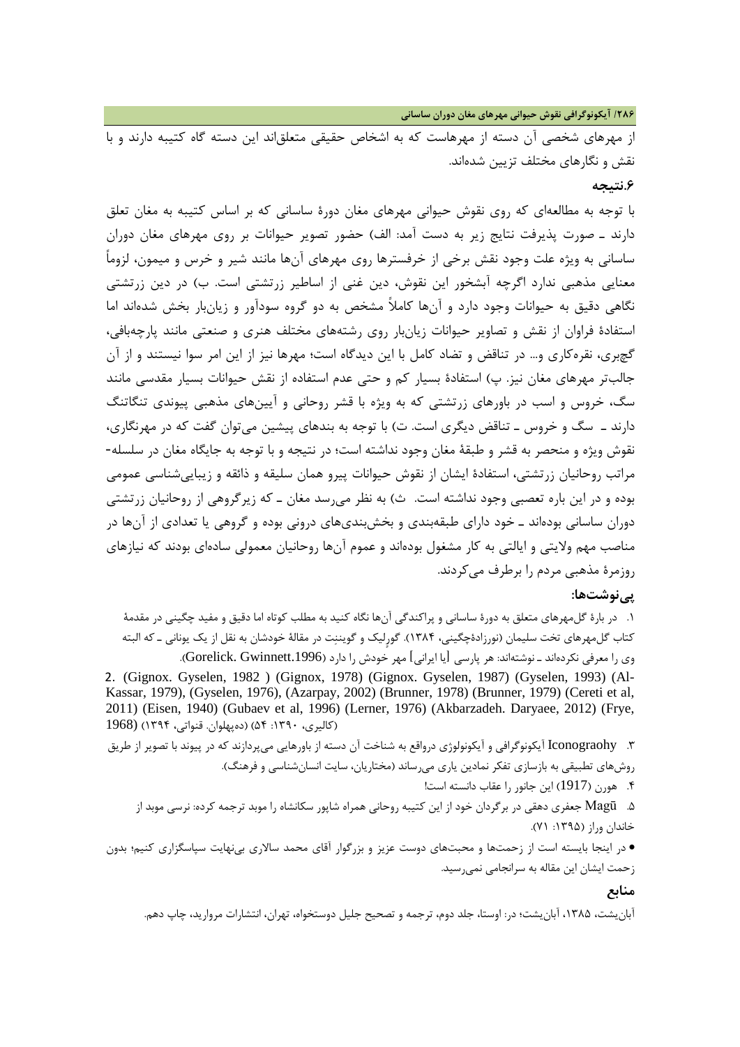از مهرهای شخصی آن دسته از مهرهاست که به اشخاص حقیقی متعلق‌اند این دسته گاه کتیبه دارند و با نقش و نگارهای مختلف تزیین شده‌اند.

## ۶.نتیجه

با توجه به مطالعه‌ای که روی نقوش حیوانی مهرهای مغان دورهٔ ساسانی که بر اساس کتیبه به مغان تعلق دارند ـ صورت پذیرفت نتایج زیر به دست آمد: الف) حضور تصویر حیوانات بر روی مهرهای مغان دوران ساسانی به ویژه علت وجود نقش برخی از خرفسترها روی مهرهای آن‌ها مانند شیر و خرس و میمون، لزوماً معنایی مذهبی ندارد اگرچه آبشخور این نقوش، دین غنی از اساطیر زرتشتی است. ب) در دین زرتشتی نگاهی دقیق به حیوانات وجود دارد و آن‌ها کاملاً مشخص به دو گروه سودآور و زیان‌بار بخش شده‌اند اما استفادهٔ فراوان از نقش و تصاویر حیوانات زیان‌بار روی رشته‌های مختلف هنری و صنعتی مانند پارچه‌بافی، گچ‌بری، نقره‌کاری و... در تناقض و تضاد کامل با این دیدگاه است؛ مهرها نیز از این امر سوا نیستند و از آن جالب‌تر مهرهای مغان نیز. پ) استفادهٔ بسیار کم و حتی عدم استفاده از نقش حیوانات بسیار مقدسی مانند سگ، خروس و اسب در باورهای زرتشتی که به ویژه با قشر روحانی و آیین‌های مذهبی پیوندی تنگاتنگ دارند ـ سگ و خروس ـ تناقض دیگری است. ت) با توجه به بندهای پیشین می‌توان گفت که در مهرنگاری، نقوش ویژه و منحصر به قشر و طبقهٔ مغان وجود نداشته است؛ در نتیجه و با توجه به جایگاه مغان در سلسله-مراتب روحانیان زرتشتی، استفادهٔ ایشان از نقوش حیوانات پیرو همان سلیقه و ذائقه و زیبایی‌شناسی عمومی بوده و در این باره تعصبی وجود نداشته است. ث) به نظر می‌رسد مغان ـ که زیرگروهی از روحانیان زرتشتی دوران ساسانی بوده‌اند ـ خود دارای طبقه‌بندی و بخش‌بندی‌های درونی بوده و گروهی یا تعدادی از آن‌ها در مناصب مهم ولایتی و ایالتی به کار مشغول بوده‌اند و عموم آن‌ها روحانیان معمولی ساده‌ای بودند که نیازهای روزمرهٔ مذهبی مردم را برطرف می‌کردند.

## پی‌نوشت‌ها:

۱. در بارهٔ گل‌مهرهای متعلق به دورهٔ ساسانی و پراکندگی آن‌ها نگاه کنید به مطلب کوتاه اما دقیق و مفید چگینی در مقدمهٔ کتاب گل‌مهرهای تخت سلیمان (نورزادهٔچگینی، ۱۳۸۴). گورلیک و گوینِت در مقالهٔ خودشان به نقل از یک یونانی ـ که البته وی را معرفی نکرده‌اند ـ نوشته‌اند: هر پارسی [یا ایرانی] مهر خودش را دارد (Gorelick. Gwinnett.1996).

2. (Gignox. Gyselen, 1982 ) (Gignox, 1978) (Gignox. Gyselen, 1987) (Gyselen, 1993) (Al-Kassar, 1979), (Gyselen, 1976), (Azarpay, 2002) (Brunner, 1978) (Brunner, 1979) (Cereti et al, 2011) (Eisen, 1940) (Gubaev et al, 1996) (Lerner, 1976) (Akbarzadeh. Daryaee, 2012) (Frye, 1968) (کالیری، ۱۳۹۰: ۵۴) (ده‌پهلوان. قنواتی، ۱۳۹۴)

۳. Iconograohy آیکونوگرافی و آیکونولوژی درواقع به شناخت آن دسته از باورهایی می‌پردازند که در پیوند با تصویر از طریق روش‌های تطبیقی به بازسازی تفکر نمادین یاری می‌رساند (مختاریان، سایت انسان‌شناسی و فرهنگ).

۴. هورن (1917) این جانور را عقاب دانسته است!

۵. Magū جعفری دهقی در برگردان خود از این کتیبه روحانی همراه شاپور سکانشاه را موبد ترجمه کرده: نرسی موبد از خاندان وراز (۱۳۹۵: ۷۱).

● در اینجا بایسته است از زحمت‌ها و محبت‌های دوست عزیز و بزرگوار آقای محمد سالاری بی‌نهایت سپاسگزاری کنیم؛ بدون زحمت ایشان این مقاله به سرانجامی نمی‌رسید.

## منابع

آبان‌یشت، ۱۳۸۵، آبان‌یشت؛ در: اوستا، جلد دوم، ترجمه و تصحیح جلیل دوستخواه، تهران، انتشارات مروارید، چاپ دهم.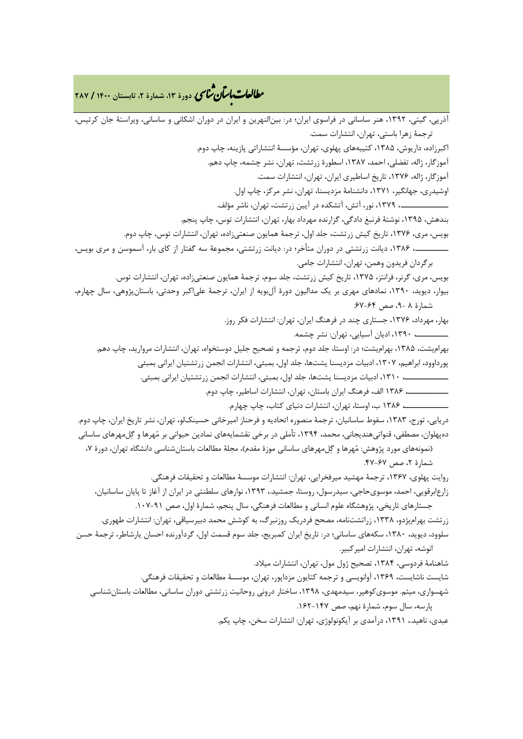آذربی، گیتی، ۱۳۹۲، هنر ساسانی در فراسوی ایران؛ در: بین‌النهرین و ایران در دوران اشکانی و ساسانی، ویراستهٔ جان کرتیس، ترجمهٔ زهرا باستی، تهران، انتشارات سمت.

اکبرزاده، داریوش، ۱۳۸۵، کتیبه‌های پهلوی، تهران، مؤسسهٔ انتشاراتی پازینه، چاپ دوم.

آموزگار، ژاله، تفضلی، احمد، ۱۳۸۷، اسطورهٔ زرتشت، تهران، نشر چشمه، چاپ دهم.

آموزگار، ژاله، ۱۳۷۶، تاریخ اساطیری ایران، تهران، انتشارات سمت.

اوشیدری، جهانگیر، ۱۳۷۱، دانشنامهٔ مزدیسنا، تهران، نشر مرکز، چاپ اول.

ـــــــــــــــــ، ۱۳۷۹، نور، آتش، آتشکده در آیین زرتشت، تهران، ناشر مؤلف.

بندهش، ۱۳۹۵، نوشتهٔ فرنبغ دادگی، گزارنده مهرداد بهار، تهران، انتشارات توس، چاپ پنجم.

بویس، مری، ۱۳۷۶، تاریخ کیش زرتشت، جلد اول، ترجمهٔ همایون صنعتی‌زاده، تهران، انتشارات توس، چاپ دوم.

ـــــــــــ، ۱۳۸۶، دیانت زرتشتی در دوران متأخر؛ در: دیانت زرتشتی، مجموعهٔ سه گفتار از کای بار، آسموسن و مری بویس، برگردان فریدون وهمن، تهران، انتشارات جامی.

بویس، مری، گرنر، فرانتز، ۱۳۷۵، تاریخ کیش زرتشت، جلد سوم، ترجمهٔ همایون صنعتی‌زاده، تهران، انتشارات توس.

بیوار، دیوید، ۱۳۹۰، نمادهای مهری بر یک مدالیون دورهٔ آل‌بویه از ایران، ترجمهٔ علی‌اکبر وحدتی، باستان‌پژوهی، سال چهارم، شمارهٔ ۸ -۹، صص ۶۴-۶۷.

بهار، مهرداد، ۱۳۷۶، جستاری چند در فرهنگ ایران، تهران: انتشارات فکر روز.

ـــــــــــ، ۱۳۹۰، ادیان آسیایی، تهران: نشر چشمه.

بهرام‌یشت، ۱۳۸۵، بهرام‌یشت؛ در: اوستا، جلد دوم، ترجمه و تصحیح جلیل دوستخواه، تهران، انتشارات مروارید، چاپ دهم.

پورداوود، ابراهیم، ۱۳۰۷، ادبیات مزدیسنا یشت‌ها، جلد اول، بمبئی، انتشارات انجمن زرتشتیان ایرانی بمبئی

ـــــــــــــ، ۱۳۱۰، ادبیات مزدیسنا یشت‌ها، جلد اول، بمبئی، انتشارات انجمن زرتشتیان ایرانی بمبئی.

ـــــــــــــ ۱۳۸۶ الف، فرهنگ ایران باستان، تهران، انتشارات اساطیر، چاپ دوم.

ـــــــــــــ ۱۳۸۶ ب، اوستا، تهران، انتشارات دنیای کتاب، چاپ چهارم.

دریایی، تورج، ۱۳۸۳، سقوط ساسانیان، ترجمهٔ منصوره اتحادیه و فرحناز امیرخانی حسینک‌لو، تهران، نشر تاریخ ایران، چاپ دوم.

ده‌پهلوان، مصطفی، قنواتی‌هندیجانی، محمد، ۱۳۹۴، تأملی در برخی نقشمایه‌های نمادین حیوانی بر مُهرها و گِل‌مهرهای ساسانی (نمونه‌های مورد پژوهش: مُهرها و گِل‌مهرهای ساسانی موزهٔ مقدم)، مجلهٔ مطالعات باستان‌شناسی دانشگاه تهران، دورهٔ ۷، شمارهٔ ۲، صص ۶۷-۴۷.

روایت پهلوی، ۱۳۶۷، ترجمهٔ مهشید میرفخرایی، تهران: انتشارات موسسهٔ مطالعات و تحقیقات فرهنگی.

زارع‌ابرقویی، احمد، موسوی‌حاجی، سیدرسول، روستا، جمشید، ۱۳۹۳، نوارهای سلطنتی در ایران از آغاز تا پایان ساسانیان، جستارهای تاریخی، پژوهشگاه علوم انسانی و مطالعات فرهنگی، سال پنجم، شمارهٔ اول، صص ۹۱-۱۰۷.

زرتشت بهرام‌پژدو، ۱۳۳۸، زراتشت‌نامه، مصحح فردریک روزنبرگ، به کوشش محمد دبیرسیاقی، تهران: انتشارات طهوری.

سلوود، دیوید، ۱۳۸۰، سکه‌های ساسانی؛ در: تاریخ ایران کمبریج، جلد سوم قسمت اول، گردآورنده احسان یارشاطر، ترجمهٔ حسن انوشه، تهران، انتشارات امیرکبیر.

شاهنامهٔ فردوسی، ۱۳۸۴، تصحیح ژول مول، تهران، انتشارات میلاد.

شایست ناشایست، ۱۳۶۹، آوانویسی و ترجمه کتایون مزداپور، تهران، موسسهٔ مطالعات و تحقیقات فرهنگی.

شهسواری، میثم. موسوی‌کوهپر، سیدمهدی، ۱۳۹۸، ساختار درونی روحانیت زرتشتی دوران ساسانی، مطالعات باستان‌شناسی پارسه، سال سوم، شمارهٔ نهم، صص ۱۴۷-۱۶۲.

عبدی، ناهید، ۱۳۹۱، درآمدی بر آیکونولوژی، تهران: انتشارات سخن، چاپ یکم.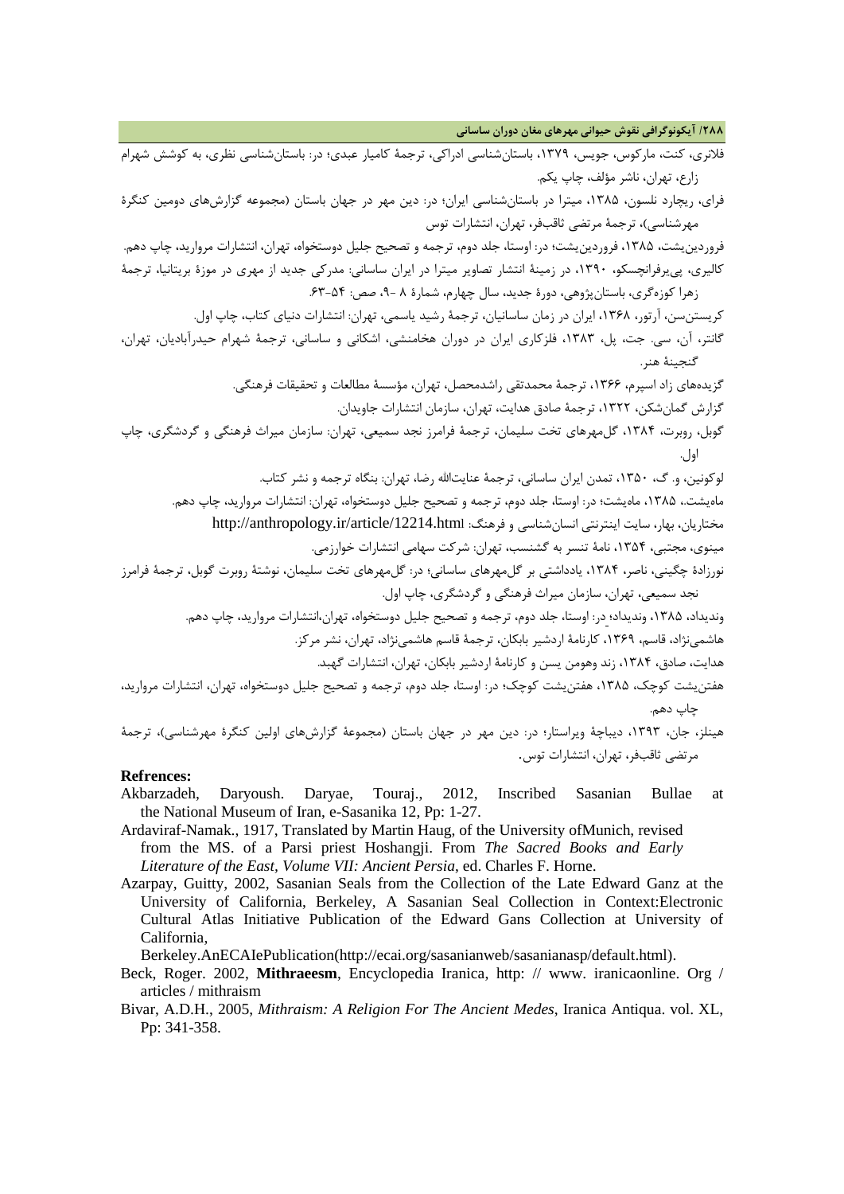فلانری، کنت، مارکوس، جویس، ۱۳۷۹، باستان‌شناسی ادراکی، ترجمۀ کامیار عبدی؛ در: باستان‌شناسی نظری، به کوشش شهرام زارع، تهران، ناشر مؤلف، چاپ یکم.

فرای، ریچارد نلسون، ۱۳۸۵، میترا در باستان‌شناسی ایران؛ در: دین مهر در جهان باستان (مجموعه گزارش‌های دومین کنگرۀ مهرشناسی)، ترجمۀ مرتضی ثاقب‌فر، تهران، انتشارات توس

فروردین‌یشت، ۱۳۸۵، فروردین‌یشت؛ در: اوستا، جلد دوم، ترجمه و تصحیح جلیل دوستخواه، تهران، انتشارات مروارید، چاپ دهم.

کالیری، پی‌یرفرانچسکو، ۱۳۹۰، در زمینۀ انتشار تصاویر میترا در ایران ساسانی: مدرکی جدید از مهری در موزۀ بریتانیا، ترجمۀ زهرا کوزه‌گری، باستان‌پژوهی، دورۀ جدید، سال چهارم، شمارۀ ۸ -۹، صص: ۵۴-۶۳.

کریستن‌سن، آرتور، ۱۳۶۸، ایران در زمان ساسانیان، ترجمۀ رشید یاسمی، تهران: انتشارات دنیای کتاب، چاپ اول.

گانتر، آن، سی. جت، پل، ۱۳۸۳، فلزکاری ایران در دوران هخامنشی، اشکانی و ساسانی، ترجمۀ شهرام حیدرآبادیان، تهران، گنجینۀ هنر.

گزیده‌های زاد اسپرم، ۱۳۶۶، ترجمۀ محمدتقی راشدمحصل، تهران، مؤسسۀ مطالعات و تحقیقات فرهنگی.

گزارش گمان‌شکن، ۱۳۲۲، ترجمۀ صادق هدایت، تهران، سازمان انتشارات جاویدان.

گوبل، روبرت، ۱۳۸۴، گل‌مهرهای تخت سلیمان، ترجمۀ فرامرز نجد سمیعی، تهران: سازمان میراث فرهنگی و گردشگری، چاپ اول.

لوکونین، و. گ، ۱۳۵۰، تمدن ایران ساسانی، ترجمۀ عنایت‌الله رضا، تهران: بنگاه ترجمه و نشر کتاب.

ماه‌یشت.، ۱۳۸۵، ماه‌یشت؛ در: اوستا، جلد دوم، ترجمه و تصحیح جلیل دوستخواه، تهران: انتشارات مروارید، چاپ دهم.

مختاریان، بهار، سایت اینترنتی انسان‌شناسی و فرهنگ: http://anthropology.ir/article/12214.html

مینوی، مجتبی، ۱۳۵۴، نامۀ تنسر به گشنسب، تهران: شرکت سهامی انتشارات خوارزمی.

نورزادۀ چگینی، ناصر، ۱۳۸۴، یادداشتی بر گل‌مهرهای ساسانی؛ در: گل‌مهرهای تخت سلیمان، نوشتۀ روبرت گوبل، ترجمۀ فرامرز نجد سمیعی، تهران، سازمان میراث فرهنگی و گردشگری، چاپ اول.

وندیداد، ۱۳۸۵، وندیداد؛ در: اوستا، جلد دوم، ترجمه و تصحیح جلیل دوستخواه، تهران،انتشارات مروارید، چاپ دهم.

هاشمی‌نژاد، قاسم، ۱۳۶۹، کارنامۀ اردشیر بابکان، ترجمۀ قاسم هاشمی‌نژاد، تهران، نشر مرکز.

هدایت، صادق، ۱۳۸۴، زند وهومن یسن و کارنامۀ اردشیر بابکان، تهران، انتشارات گهبد.

هفتن‌یشت کوچک، ۱۳۸۵، هفتن‌یشت کوچک؛ در: اوستا، جلد دوم، ترجمه و تصحیح جلیل دوستخواه، تهران، انتشارات مروارید، چاپ دهم.

هینلز، جان، ۱۳۹۳، دیباچۀ ویراستار؛ در: دین مهر در جهان باستان (مجموعۀ گزارش‌های اولین کنگرۀ مهرشناسی)، ترجمۀ مرتضی ثاقب‌فر، تهران، انتشارات توس.

## Refrences:

Akbarzadeh, Daryoush. Daryae, Touraj., 2012, Inscribed Sasanian Bullae at the National Museum of Iran, e-Sasanika 12, Pp: 1-27.

Ardaviraf-Namak., 1917, Translated by Martin Haug, of the University ofMunich, revised from the MS. of a Parsi priest Hoshangji. From *The Sacred Books and Early Literature of the East, Volume VII: Ancient Persia*, ed. Charles F. Horne.

Azarpay, Guitty, 2002, Sasanian Seals from the Collection of the Late Edward Ganz at the University of California, Berkeley, A Sasanian Seal Collection in Context:Electronic Cultural Atlas Initiative Publication of the Edward Gans Collection at University of California, Berkeley.AnECAIePublication(http://ecai.org/sasanianweb/sasanianasp/default.html).

Beck, Roger. 2002, **Mithraeesm**, Encyclopedia Iranica, http: // www. iranicaonline. Org / articles / mithraism

Bivar, A.D.H., 2005, *Mithraism: A Religion For The Ancient Medes*, Iranica Antiqua. vol. XL, Pp: 341-358.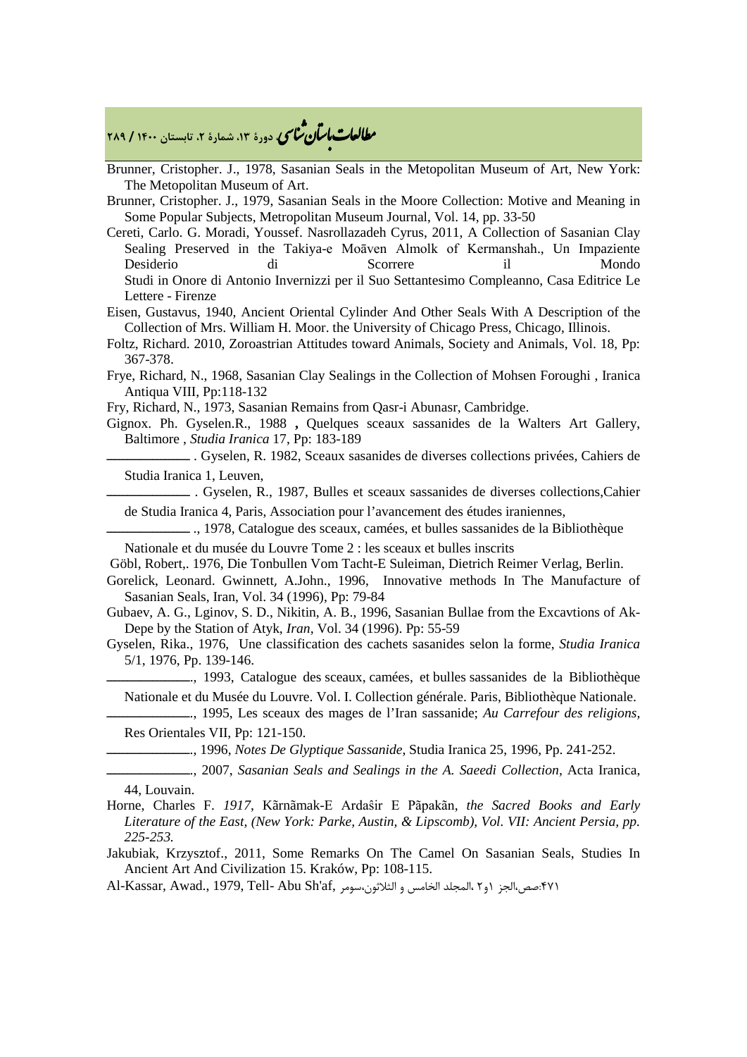Brunner, Cristopher. J., 1978, Sasanian Seals in the Metopolitan Museum of Art, New York: The Metopolitan Museum of Art.

Brunner, Cristopher. J., 1979, Sasanian Seals in the Moore Collection: Motive and Meaning in Some Popular Subjects, Metropolitan Museum Journal, Vol. 14, pp. 33-50

Cereti, Carlo. G. Moradi, Youssef. Nasrollazadeh Cyrus, 2011, A Collection of Sasanian Clay Sealing Preserved in the Takiya-e Moāven Almolk of Kermanshah., Un Impaziente Desiderio di Scorrere il Mondo Studi in Onore di Antonio Invernizzi per il Suo Settantesimo Compleanno, Casa Editrice Le Lettere - Firenze

Eisen, Gustavus, 1940, Ancient Oriental Cylinder And Other Seals With A Description of the Collection of Mrs. William H. Moor. the University of Chicago Press, Chicago, Illinois.

Foltz, Richard. 2010, Zoroastrian Attitudes toward Animals, Society and Animals, Vol. 18, Pp: 367-378.

Frye, Richard, N., 1968, Sasanian Clay Sealings in the Collection of Mohsen Foroughi , Iranica Antiqua VIII, Pp:118-132

Fry, Richard, N., 1973, Sasanian Remains from Qasr-i Abunasr, Cambridge.

Gignox. Ph. Gyselen.R., 1988 **,** Quelques sceaux sassanides de la Walters Art Gallery, Baltimore , *Studia Iranica* 17, Pp: 183-189

\_\_\_\_\_\_\_\_\_\_ . Gyselen, R. 1982, Sceaux sasanides de diverses collections privées, Cahiers de Studia Iranica 1, Leuven,

\_\_\_\_\_\_\_\_\_\_ . Gyselen, R., 1987, Bulles et sceaux sassanides de diverses collections,Cahier de Studia Iranica 4, Paris, Association pour l'avancement des études iraniennes,

\_\_\_\_\_\_\_\_\_\_ ., 1978, Catalogue des sceaux, camées, et bulles sassanides de la Bibliothèque Nationale et du musée du Louvre Tome 2 : les sceaux et bulles inscrits

Göbl, Robert,. 1976, Die Tonbullen Vom Tacht-E Suleiman, Dietrich Reimer Verlag, Berlin.

Gorelick, Leonard. Gwinnett, A.John., 1996, Innovative methods In The Manufacture of Sasanian Seals, Iran, Vol. 34 (1996), Pp: 79-84

Gubaev, A. G., Lginov, S. D., Nikitin, A. B., 1996, Sasanian Bullae from the Excavtions of Ak-Depe by the Station of Atyk, *Iran,* Vol. 34 (1996). Pp: 55-59

Gyselen, Rika., 1976, Une classification des cachets sasanides selon la forme, *Studia Iranica* 5/1, 1976, Pp. 139-146.

\_\_\_\_\_\_\_\_\_\_., 1993, Catalogue des sceaux, camées, et bulles sassanides de la Bibliothèque Nationale et du Musée du Louvre. Vol. I. Collection générale. Paris, Bibliothèque Nationale.

\_\_\_\_\_\_\_\_\_\_., 1995, Les sceaux des mages de l'Iran sassanide; *Au Carrefour des religions,* Res Orientales VII, Pp: 121-150.

\_\_\_\_\_\_\_\_\_\_., 1996, *Notes De Glyptique Sassanide*, Studia Iranica 25, 1996, Pp. 241-252.

\_\_\_\_\_\_\_\_\_\_., 2007, *Sasanian Seals and Sealings in the A. Saeedi Collection,* Acta Iranica, 44, Louvain.

Horne, Charles F. *1917*, Kārnāmak-E Ardaŝir E Pāpakān, *the Sacred Books and Early Literature of the East, (New York: Parke, Austin, & Lipscomb), Vol. VII: Ancient Persia, pp. 225-253.*

Jakubiak, Krzysztof., 2011, Some Remarks On The Camel On Sasanian Seals, Studies In Ancient Art And Civilization 15. Kraków, Pp: 108-115.

Al-Kassar, Awad., 1979, Tell- Abu Sh'af, سومر، المجلد الخامس و الثلاثون، الجز ۱و۲، صص:۴۷۱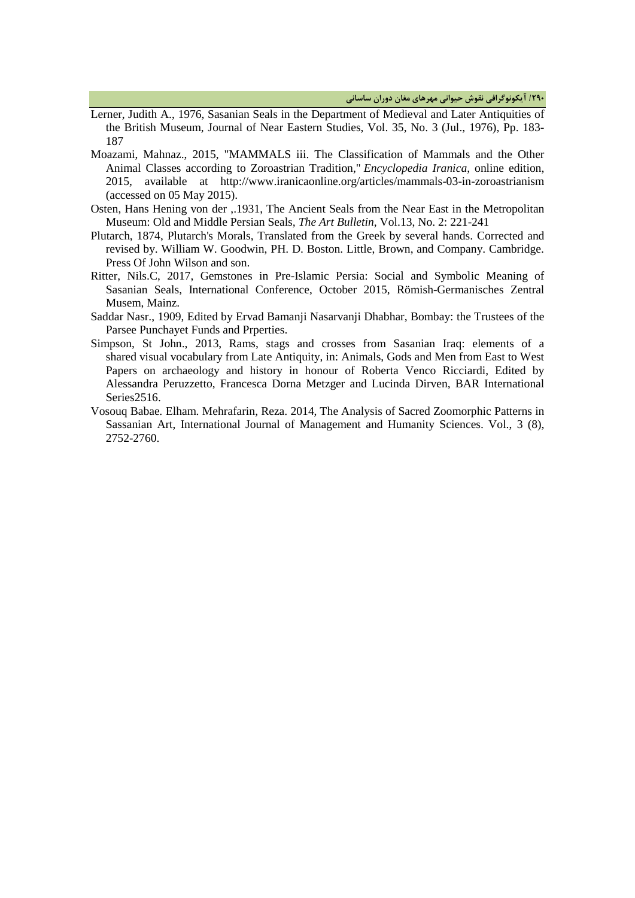Lerner, Judith A., 1976, Sasanian Seals in the Department of Medieval and Later Antiquities of the British Museum, Journal of Near Eastern Studies, Vol. 35, No. 3 (Jul., 1976), Pp. 183-187

Moazami, Mahnaz., 2015, "MAMMALS iii. The Classification of Mammals and the Other Animal Classes according to Zoroastrian Tradition," *Encyclopedia Iranica*, online edition, 2015, available at http://www.iranicaonline.org/articles/mammals-03-in-zoroastrianism (accessed on 05 May 2015).

Osten, Hans Hening von der ,.1931, The Ancient Seals from the Near East in the Metropolitan Museum: Old and Middle Persian Seals, *The Art Bulletin*, Vol.13, No. 2: 221-241

Plutarch, 1874, Plutarch's Morals, Translated from the Greek by several hands. Corrected and revised by. William W. Goodwin, PH. D. Boston. Little, Brown, and Company. Cambridge. Press Of John Wilson and son.

Ritter, Nils.C, 2017, Gemstones in Pre-Islamic Persia: Social and Symbolic Meaning of Sasanian Seals, International Conference, October 2015, Römish-Germanisches Zentral Musem, Mainz.

Saddar Nasr., 1909, Edited by Ervad Bamanji Nasarvanji Dhabhar, Bombay: the Trustees of the Parsee Punchayet Funds and Prperties.

Simpson, St John., 2013, Rams, stags and crosses from Sasanian Iraq: elements of a shared visual vocabulary from Late Antiquity, in: Animals, Gods and Men from East to West Papers on archaeology and history in honour of Roberta Venco Ricciardi, Edited by Alessandra Peruzzetto, Francesca Dorna Metzger and Lucinda Dirven, BAR International Series2516.

Vosouq Babae. Elham. Mehrafarin, Reza. 2014, The Analysis of Sacred Zoomorphic Patterns in Sassanian Art, International Journal of Management and Humanity Sciences. Vol., 3 (8), 2752-2760.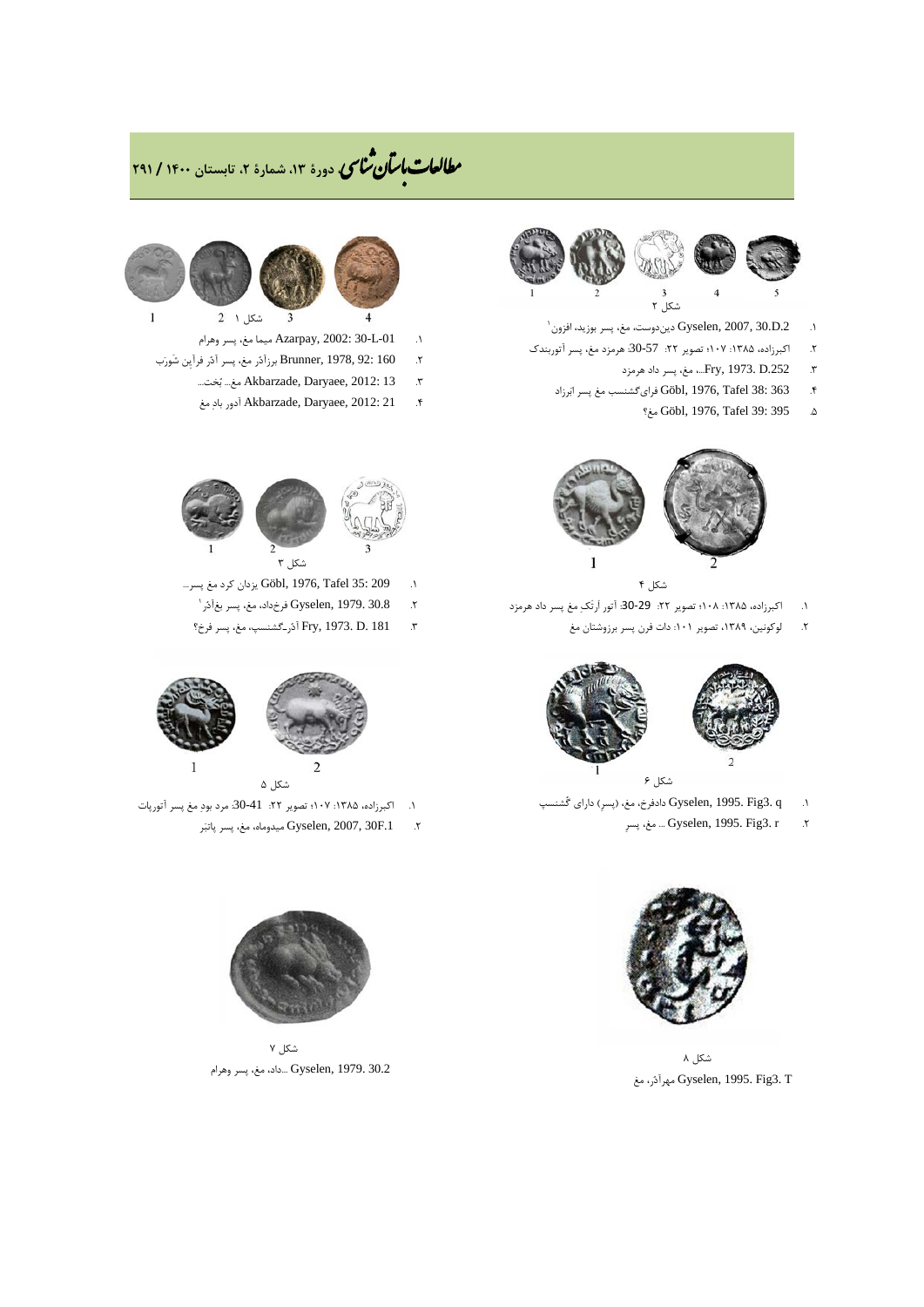شکل ۲

۱. Gyselen, 2007, 30.D.2 دین‌دوست، مغ، پسر بوزید، افزون[1]

۲. اکبرزاده، ۱۳۸۵: ۱۰۷؛ تصویر ۲۲: 57-30: هرمزد مغ، پسر آتوربندک

۳. Fry, 1973. D.252 ...، مغ، پسر داد هرمزد

۴. Göbl, 1976, Tafel 38: 363 فرای‌گشنسب مغ پسر ابرزاد

۵. Göbl, 1976, Tafel 39: 395 مغ؟

شکل ۱

۱. Azarpay, 2002: 30-L-01 میما مغ، پسر وهرام

۲. Brunner, 1978, 92: 160 برزآذر مغ، پسر آذر فرآبن شَورَب

۳. Akbarzade, Daryaee, 2012: 13 مغ... بُخت...

۴. Akbarzade, Daryaee, 2012: 21 آدور بادِ مغ

شکل ۴

۱. اکبرزاده، ۱۳۸۵: ۱۰۸؛ تصویر ۲۲: 29-30: آتور آرتکِ مغ پسر داد هرمزد

۲. لوکونین، ۱۳۸۹، تصویر ۱۰۱: دات فرن پسر برزوشتان مغ

شکل ۳

۱. Göbl, 1976, Tafel 35: 209 یزدان کرد مغ پسر...

۲. Gyselen, 1979. 30.8 فرخداد، مغ، پسر بغ‌آذر[1]

۳. Fry, 1973. D. 181 آذرـگشنسپ، مغ، پسر فرخ؟

شکل ۶

۱. Gyselen, 1995. Fig3. q دادفرخ، مغ، (پسر) دارای گُشنسپ

۲. Gyselen, 1995. Fig3. r ... مغ، پسرِ

شکل ۵

۱. اکبرزاده، ۱۳۸۵: ۱۰۷؛ تصویر ۲۲: 41-30: مرد بودِ مغ پسر آتورپات

۲. Gyselen, 2007, 30F.1 میدوماه، مغ، پسر پاتبَر

شکل ۸

Gyselen, 1995. Fig3. T مهرآذر، مغ

شکل ۷

Gyselen, 1979. 30.2 ...داد، مغ، پسر وهرام